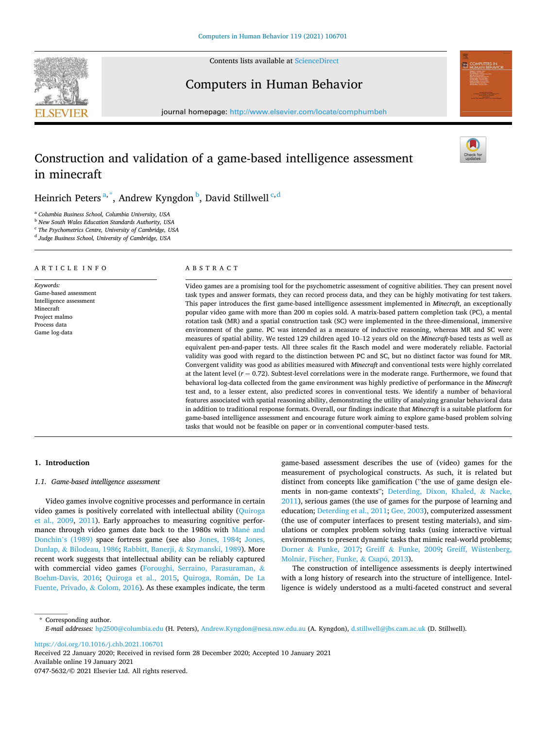# Construction and validation of a game-based intelligence assessment in minecraft

Heinrich Peters[a,*], Andrew Kyngdon[b], David Stillwell[c,d]

[a] Columbia Business School, Columbia University, USA
[b] New South Wales Education Standards Authority, USA
[c] The Psychometrics Centre, University of Cambridge, USA
[d] Judge Business School, University of Cambridge, USA

**ARTICLE INFO**

*Keywords:*
Game-based assessment
Intelligence assessment
Minecraft
Project malmo
Process data
Game log-data

**ABSTRACT**

Video games are a promising tool for the psychometric assessment of cognitive abilities. They can present novel task types and answer formats, they can record process data, and they can be highly motivating for test takers. This paper introduces the first game-based intelligence assessment implemented in *Minecraft*, an exceptionally popular video game with more than 200 m copies sold. A matrix-based pattern completion task (PC), a mental rotation task (MR) and a spatial construction task (SC) were implemented in the three-dimensional, immersive environment of the game. PC was intended as a measure of inductive reasoning, whereas MR and SC were measures of spatial ability. We tested 129 children aged 10–12 years old on the *Minecraft*-based tests as well as equivalent pen-and-paper tests. All three scales fit the Rasch model and were moderately reliable. Factorial validity was good with regard to the distinction between PC and SC, but no distinct factor was found for MR. Convergent validity was good as abilities measured with *Minecraft* and conventional tests were highly correlated at the latent level ($r = 0.72$). Subtest-level correlations were in the moderate range. Furthermore, we found that behavioral log-data collected from the game environment was highly predictive of performance in the *Minecraft* test and, to a lesser extent, also predicted scores in conventional tests. We identify a number of behavioral features associated with spatial reasoning ability, demonstrating the utility of analyzing granular behavioral data in addition to traditional response formats. Overall, our findings indicate that *Minecraft* is a suitable platform for game-based intelligence assessment and encourage future work aiming to explore game-based problem solving tasks that would not be feasible on paper or in conventional computer-based tests.

## 1. Introduction

### 1.1. Game-based intelligence assessment

Video games involve cognitive processes and performance in certain video games is positively correlated with intellectual ability (Quiroga et al., 2009, 2011). Early approaches to measuring cognitive performance through video games date back to the 1980s with Mané and Donchin's (1989) space fortress game (see also Jones, 1984; Jones, Dunlap, & Bilodeau, 1986; Rabbitt, Banerji, & Szymanski, 1989). More recent work suggests that intellectual ability can be reliably captured with commercial video games (Foroughi, Serraino, Parasuraman, & Boehm-Davis, 2016; Quiroga et al., 2015, Quiroga, Román, De La Fuente, Privado, & Colom, 2016). As these examples indicate, the term game-based assessment describes the use of (video) games for the measurement of psychological constructs. As such, it is related but distinct from concepts like gamification ("the use of game design elements in non-game contexts"; Deterding, Dixon, Khaled, & Nacke, 2011), serious games (the use of games for the purpose of learning and education; Deterding et al., 2011; Gee, 2003), computerized assessment (the use of computer interfaces to present testing materials), and simulations or complex problem solving tasks (using interactive virtual environments to present dynamic tasks that mimic real-world problems; Dorner & Funke, 2017; Greiff & Funke, 2009; Greiff, Wüstenberg, Molnár, Fischer, Funke, & Csapó, 2013).

The construction of intelligence assessments is deeply intertwined with a long history of research into the structure of intelligence. Intelligence is widely understood as a multi-faceted construct and several

\* Corresponding author.
*E-mail addresses:* hp2500@columbia.edu (H. Peters), Andrew.Kyngdon@nesa.nsw.edu.au (A. Kyngdon), d.stillwell@jbs.cam.ac.uk (D. Stillwell).

https://doi.org/10.1016/j.chb.2021.106701
Received 22 January 2020; Received in revised form 28 December 2020; Accepted 10 January 2021
Available online 19 January 2021
0747-5632/© 2021 Elsevier Ltd. All rights reserved.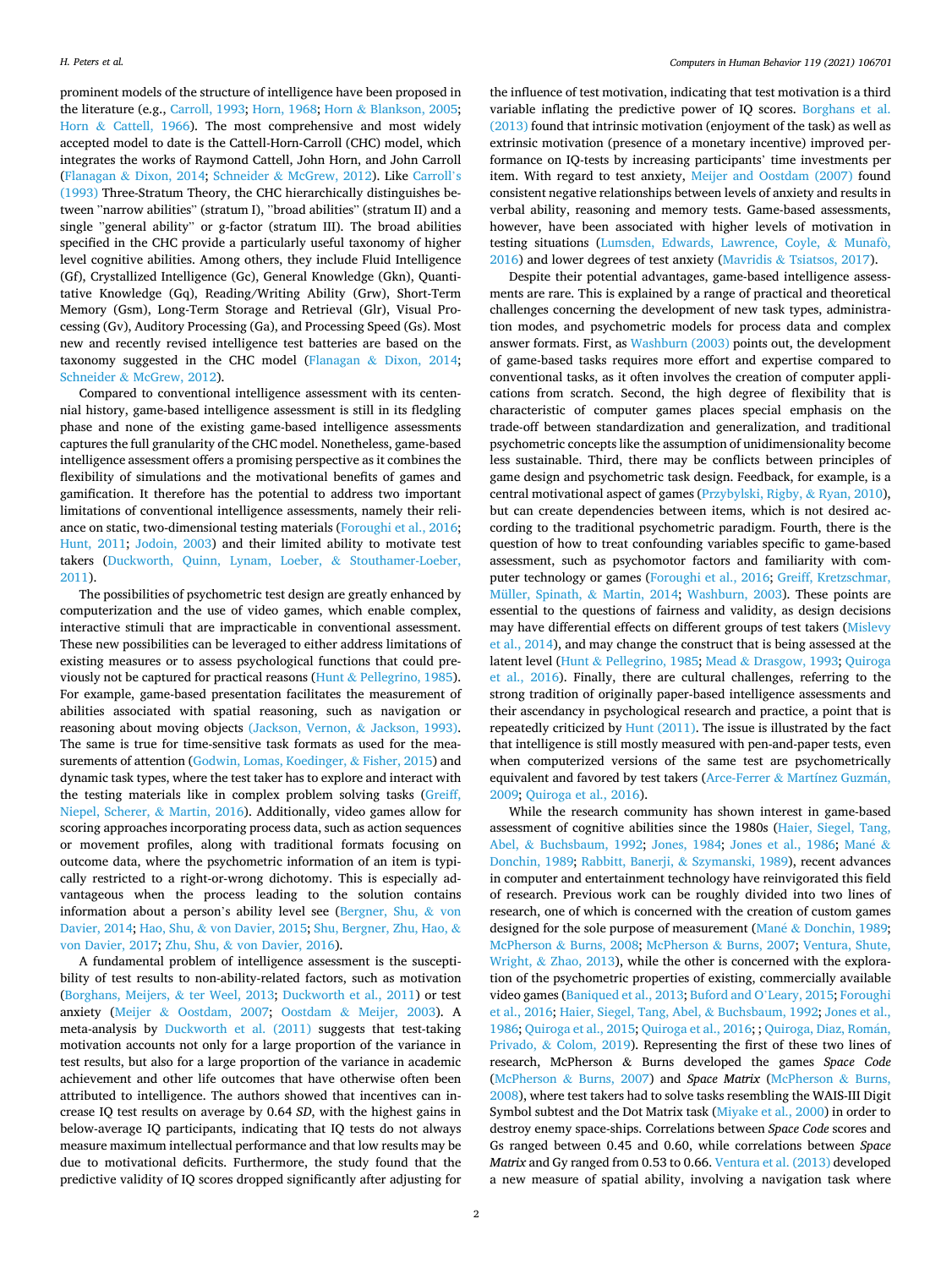prominent models of the structure of intelligence have been proposed in the literature (e.g., Carroll, 1993; Horn, 1968; Horn & Blankson, 2005; Horn & Cattell, 1966). The most comprehensive and most widely accepted model to date is the Cattell-Horn-Carroll (CHC) model, which integrates the works of Raymond Cattell, John Horn, and John Carroll (Flanagan & Dixon, 2014; Schneider & McGrew, 2012). Like Carroll's (1993) Three-Stratum Theory, the CHC hierarchically distinguishes between "narrow abilities" (stratum I), "broad abilities" (stratum II) and a single "general ability" or g-factor (stratum III). The broad abilities specified in the CHC provide a particularly useful taxonomy of higher level cognitive abilities. Among others, they include Fluid Intelligence (Gf), Crystallized Intelligence (Gc), General Knowledge (Gkn), Quantitative Knowledge (Gq), Reading/Writing Ability (Grw), Short-Term Memory (Gsm), Long-Term Storage and Retrieval (Glr), Visual Processing (Gv), Auditory Processing (Ga), and Processing Speed (Gs). Most new and recently revised intelligence test batteries are based on the taxonomy suggested in the CHC model (Flanagan & Dixon, 2014; Schneider & McGrew, 2012).

Compared to conventional intelligence assessment with its centennial history, game-based intelligence assessment is still in its fledgling phase and none of the existing game-based intelligence assessments captures the full granularity of the CHC model. Nonetheless, game-based intelligence assessment offers a promising perspective as it combines the flexibility of simulations and the motivational benefits of games and gamification. It therefore has the potential to address two important limitations of conventional intelligence assessments, namely their reliance on static, two-dimensional testing materials (Foroughi et al., 2016; Hunt, 2011; Jodoin, 2003) and their limited ability to motivate test takers (Duckworth, Quinn, Lynam, Loeber, & Stouthamer-Loeber, 2011).

The possibilities of psychometric test design are greatly enhanced by computerization and the use of video games, which enable complex, interactive stimuli that are impracticable in conventional assessment. These new possibilities can be leveraged to either address limitations of existing measures or to assess psychological functions that could previously not be captured for practical reasons (Hunt & Pellegrino, 1985). For example, game-based presentation facilitates the measurement of abilities associated with spatial reasoning, such as navigation or reasoning about moving objects (Jackson, Vernon, & Jackson, 1993). The same is true for time-sensitive task formats as used for the measurements of attention (Godwin, Lomas, Koedinger, & Fisher, 2015) and dynamic task types, where the test taker has to explore and interact with the testing materials like in complex problem solving tasks (Greiff, Niepel, Scherer, & Martin, 2016). Additionally, video games allow for scoring approaches incorporating process data, such as action sequences or movement profiles, along with traditional formats focusing on outcome data, where the psychometric information of an item is typically restricted to a right-or-wrong dichotomy. This is especially advantageous when the process leading to the solution contains information about a person's ability level see (Bergner, Shu, & von Davier, 2014; Hao, Shu, & von Davier, 2015; Shu, Bergner, Zhu, Hao, & von Davier, 2017; Zhu, Shu, & von Davier, 2016).

A fundamental problem of intelligence assessment is the susceptibility of test results to non-ability-related factors, such as motivation (Borghans, Meijers, & ter Weel, 2013; Duckworth et al., 2011) or test anxiety (Meijer & Oostdam, 2007; Oostdam & Meijer, 2003). A meta-analysis by Duckworth et al. (2011) suggests that test-taking motivation accounts not only for a large proportion of the variance in test results, but also for a large proportion of the variance in academic achievement and other life outcomes that have otherwise often been attributed to intelligence. The authors showed that incentives can increase IQ test results on average by 0.64 *SD*, with the highest gains in below-average IQ participants, indicating that IQ tests do not always measure maximum intellectual performance and that low results may be due to motivational deficits. Furthermore, the study found that the predictive validity of IQ scores dropped significantly after adjusting for the influence of test motivation, indicating that test motivation is a third variable inflating the predictive power of IQ scores. Borghans et al. (2013) found that intrinsic motivation (enjoyment of the task) as well as extrinsic motivation (presence of a monetary incentive) improved performance on IQ-tests by increasing participants' time investments per item. With regard to test anxiety, Meijer and Oostdam (2007) found consistent negative relationships between levels of anxiety and results in verbal ability, reasoning and memory tests. Game-based assessments, however, have been associated with higher levels of motivation in testing situations (Lumsden, Edwards, Lawrence, Coyle, & Munafò, 2016) and lower degrees of test anxiety (Mavridis & Tsiatsos, 2017).

Despite their potential advantages, game-based intelligence assessments are rare. This is explained by a range of practical and theoretical challenges concerning the development of new task types, administration modes, and psychometric models for process data and complex answer formats. First, as Washburn (2003) points out, the development of game-based tasks requires more effort and expertise compared to conventional tasks, as it often involves the creation of computer applications from scratch. Second, the high degree of flexibility that is characteristic of computer games places special emphasis on the trade-off between standardization and generalization, and traditional psychometric concepts like the assumption of unidimensionality become less sustainable. Third, there may be conflicts between principles of game design and psychometric task design. Feedback, for example, is a central motivational aspect of games (Przybylski, Rigby, & Ryan, 2010), but can create dependencies between items, which is not desired according to the traditional psychometric paradigm. Fourth, there is the question of how to treat confounding variables specific to game-based assessment, such as psychomotor factors and familiarity with computer technology or games (Foroughi et al., 2016; Greiff, Kretzschmar, Müller, Spinath, & Martin, 2014; Washburn, 2003). These points are essential to the questions of fairness and validity, as design decisions may have differential effects on different groups of test takers (Mislevy et al., 2014), and may change the construct that is being assessed at the latent level (Hunt & Pellegrino, 1985; Mead & Drasgow, 1993; Quiroga et al., 2016). Finally, there are cultural challenges, referring to the strong tradition of originally paper-based intelligence assessments and their ascendancy in psychological research and practice, a point that is repeatedly criticized by Hunt (2011). The issue is illustrated by the fact that intelligence is still mostly measured with pen-and-paper tests, even when computerized versions of the same test are psychometrically equivalent and favored by test takers (Arce-Ferrer & Martínez Guzmán, 2009; Quiroga et al., 2016).

While the research community has shown interest in game-based assessment of cognitive abilities since the 1980s (Haier, Siegel, Tang, Abel, & Buchsbaum, 1992; Jones, 1984; Jones et al., 1986; Mané & Donchin, 1989; Rabbitt, Banerji, & Szymanski, 1989), recent advances in computer and entertainment technology have reinvigorated this field of research. Previous work can be roughly divided into two lines of research, one of which is concerned with the creation of custom games designed for the sole purpose of measurement (Mané & Donchin, 1989; McPherson & Burns, 2008; McPherson & Burns, 2007; Ventura, Shute, Wright, & Zhao, 2013), while the other is concerned with the exploration of the psychometric properties of existing, commercially available video games (Baniqued et al., 2013; Buford and O'Leary, 2015; Foroughi et al., 2016; Haier, Siegel, Tang, Abel, & Buchsbaum, 1992; Jones et al., 1986; Quiroga et al., 2015; Quiroga et al., 2016; ; Quiroga, Diaz, Román, Privado, & Colom, 2019). Representing the first of these two lines of research, McPherson & Burns developed the games *Space Code* (McPherson & Burns, 2007) and *Space Matrix* (McPherson & Burns, 2008), where test takers had to solve tasks resembling the WAIS-III Digit Symbol subtest and the Dot Matrix task (Miyake et al., 2000) in order to destroy enemy space-ships. Correlations between *Space Code* scores and Gs ranged between 0.45 and 0.60, while correlations between *Space Matrix* and Gy ranged from 0.53 to 0.66. Ventura et al. (2013) developed a new measure of spatial ability, involving a navigation task where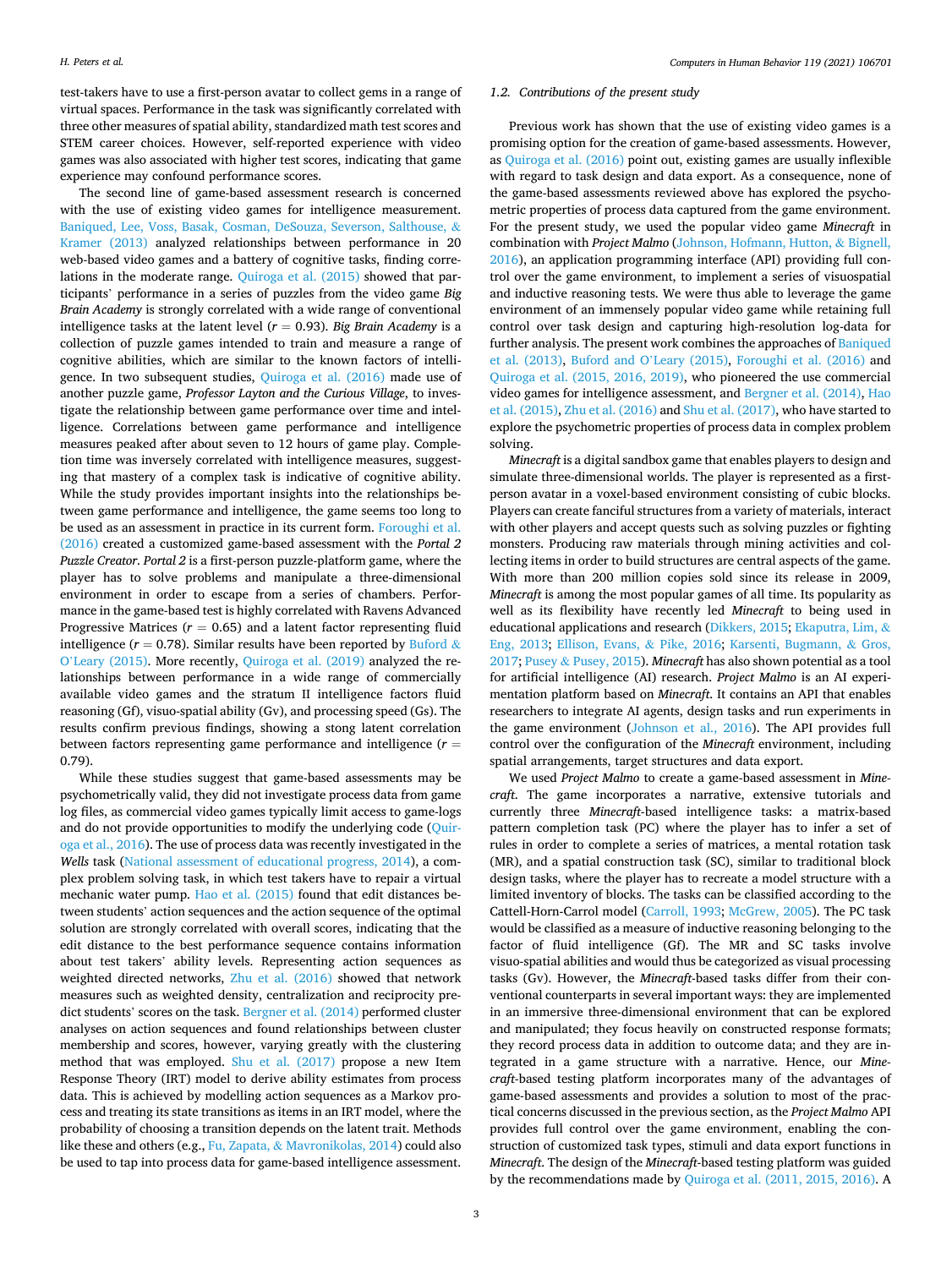test-takers have to use a first-person avatar to collect gems in a range of virtual spaces. Performance in the task was significantly correlated with three other measures of spatial ability, standardized math test scores and STEM career choices. However, self-reported experience with video games was also associated with higher test scores, indicating that game experience may confound performance scores.

The second line of game-based assessment research is concerned with the use of existing video games for intelligence measurement. Baniqued, Lee, Voss, Basak, Cosman, DeSouza, Severson, Salthouse, & Kramer (2013) analyzed relationships between performance in 20 web-based video games and a battery of cognitive tasks, finding correlations in the moderate range. Quiroga et al. (2015) showed that participants' performance in a series of puzzles from the video game *Big Brain Academy* is strongly correlated with a wide range of conventional intelligence tasks at the latent level ($r = 0.93$). *Big Brain Academy* is a collection of puzzle games intended to train and measure a range of cognitive abilities, which are similar to the known factors of intelligence. In two subsequent studies, Quiroga et al. (2016) made use of another puzzle game, *Professor Layton and the Curious Village*, to investigate the relationship between game performance over time and intelligence. Correlations between game performance and intelligence measures peaked after about seven to 12 hours of game play. Completion time was inversely correlated with intelligence measures, suggesting that mastery of a complex task is indicative of cognitive ability. While the study provides important insights into the relationships between game performance and intelligence, the game seems too long to be used as an assessment in practice in its current form. Foroughi et al. (2016) created a customized game-based assessment with the *Portal 2 Puzzle Creator*. *Portal 2* is a first-person puzzle-platform game, where the player has to solve problems and manipulate a three-dimensional environment in order to escape from a series of chambers. Performance in the game-based test is highly correlated with Ravens Advanced Progressive Matrices ($r = 0.65$) and a latent factor representing fluid intelligence ($r = 0.78$). Similar results have been reported by Buford & O'Leary (2015). More recently, Quiroga et al. (2019) analyzed the relationships between performance in a wide range of commercially available video games and the stratum II intelligence factors fluid reasoning (Gf), visuo-spatial ability (Gv), and processing speed (Gs). The results confirm previous findings, showing a stong latent correlation between factors representing game performance and intelligence ($r = 0.79$).

While these studies suggest that game-based assessments may be psychometrically valid, they did not investigate process data from game log files, as commercial video games typically limit access to game-logs and do not provide opportunities to modify the underlying code (Quiroga et al., 2016). The use of process data was recently investigated in the *Wells* task (National assessment of educational progress, 2014), a complex problem solving task, in which test takers have to repair a virtual mechanic water pump. Hao et al. (2015) found that edit distances between students' action sequences and the action sequence of the optimal solution are strongly correlated with overall scores, indicating that the edit distance to the best performance sequence contains information about test takers' ability levels. Representing action sequences as weighted directed networks, Zhu et al. (2016) showed that network measures such as weighted density, centralization and reciprocity predict students' scores on the task. Bergner et al. (2014) performed cluster analyses on action sequences and found relationships between cluster membership and scores, however, varying greatly with the clustering method that was employed. Shu et al. (2017) propose a new Item Response Theory (IRT) model to derive ability estimates from process data. This is achieved by modelling action sequences as a Markov process and treating its state transitions as items in an IRT model, where the probability of choosing a transition depends on the latent trait. Methods like these and others (e.g., Fu, Zapata, & Mavronikolas, 2014) could also be used to tap into process data for game-based intelligence assessment.

### 1.2. Contributions of the present study

Previous work has shown that the use of existing video games is a promising option for the creation of game-based assessments. However, as Quiroga et al. (2016) point out, existing games are usually inflexible with regard to task design and data export. As a consequence, none of the game-based assessments reviewed above has explored the psychometric properties of process data captured from the game environment. For the present study, we used the popular video game *Minecraft* in combination with *Project Malmo* (Johnson, Hofmann, Hutton, & Bignell, 2016), an application programming interface (API) providing full control over the game environment, to implement a series of visuospatial and inductive reasoning tests. We were thus able to leverage the game environment of an immensely popular video game while retaining full control over task design and capturing high-resolution log-data for further analysis. The present work combines the approaches of Baniqued et al. (2013), Buford and O'Leary (2015), Foroughi et al. (2016) and Quiroga et al. (2015, 2016, 2019), who pioneered the use commercial video games for intelligence assessment, and Bergner et al. (2014), Hao et al. (2015), Zhu et al. (2016) and Shu et al. (2017), who have started to explore the psychometric properties of process data in complex problem solving.

*Minecraft* is a digital sandbox game that enables players to design and simulate three-dimensional worlds. The player is represented as a first-person avatar in a voxel-based environment consisting of cubic blocks. Players can create fanciful structures from a variety of materials, interact with other players and accept quests such as solving puzzles or fighting monsters. Producing raw materials through mining activities and collecting items in order to build structures are central aspects of the game. With more than 200 million copies sold since its release in 2009, *Minecraft* is among the most popular games of all time. Its popularity as well as its flexibility have recently led *Minecraft* to being used in educational applications and research (Dikkers, 2015; Ekaputra, Lim, & Eng, 2013; Ellison, Evans, & Pike, 2016; Karsenti, Bugmann, & Gros, 2017; Pusey & Pusey, 2015). *Minecraft* has also shown potential as a tool for artificial intelligence (AI) research. *Project Malmo* is an AI experimentation platform based on *Minecraft*. It contains an API that enables researchers to integrate AI agents, design tasks and run experiments in the game environment (Johnson et al., 2016). The API provides full control over the configuration of the *Minecraft* environment, including spatial arrangements, target structures and data export.

We used *Project Malmo* to create a game-based assessment in *Minecraft*. The game incorporates a narrative, extensive tutorials and currently three *Minecraft*-based intelligence tasks: a matrix-based pattern completion task (PC) where the player has to infer a set of rules in order to complete a series of matrices, a mental rotation task (MR), and a spatial construction task (SC), similar to traditional block design tasks, where the player has to recreate a model structure with a limited inventory of blocks. The tasks can be classified according to the Cattell-Horn-Carrol model (Carroll, 1993; McGrew, 2005). The PC task would be classified as a measure of inductive reasoning belonging to the factor of fluid intelligence (Gf). The MR and SC tasks involve visuo-spatial abilities and would thus be categorized as visual processing tasks (Gv). However, the *Minecraft*-based tasks differ from their conventional counterparts in several important ways: they are implemented in an immersive three-dimensional environment that can be explored and manipulated; they focus heavily on constructed response formats; they record process data in addition to outcome data; and they are integrated in a game structure with a narrative. Hence, our *Minecraft*-based testing platform incorporates many of the advantages of game-based assessments and provides a solution to most of the practical concerns discussed in the previous section, as the *Project Malmo* API provides full control over the game environment, enabling the construction of customized task types, stimuli and data export functions in *Minecraft*. The design of the *Minecraft*-based testing platform was guided by the recommendations made by Quiroga et al. (2011, 2015, 2016). A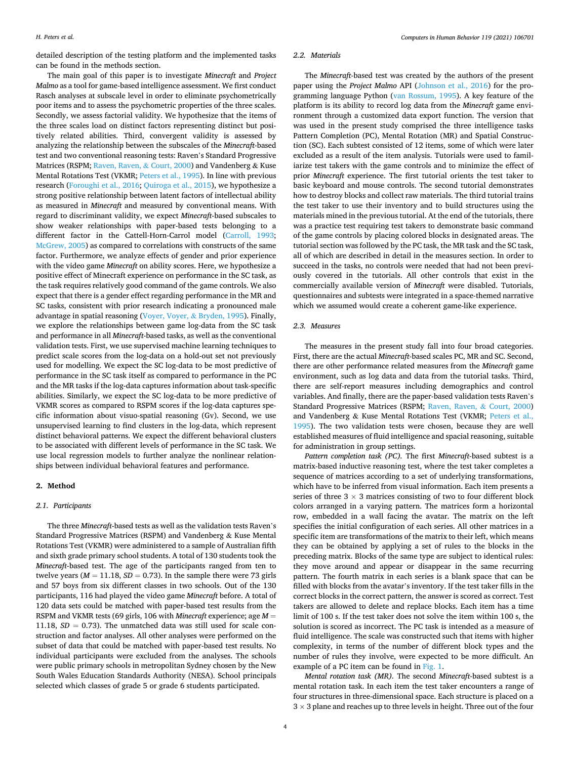detailed description of the testing platform and the implemented tasks can be found in the methods section.

The main goal of this paper is to investigate *Minecraft* and *Project Malmo* as a tool for game-based intelligence assessment. We first conduct Rasch analyses at subscale level in order to eliminate psychometrically poor items and to assess the psychometric properties of the three scales. Secondly, we assess factorial validity. We hypothesize that the items of the three scales load on distinct factors representing distinct but positively related abilities. Third, convergent validity is assessed by analyzing the relationship between the subscales of the *Minecraft*-based test and two conventional reasoning tests: Raven's Standard Progressive Matrices (RSPM; Raven, Raven, & Court, 2000) and Vandenberg & Kuse Mental Rotations Test (VKMR; Peters et al., 1995). In line with previous research (Foroughi et al., 2016; Quiroga et al., 2015), we hypothesize a strong positive relationship between latent factors of intellectual ability as measured in *Minecraft* and measured by conventional means. With regard to discriminant validity, we expect *Minecraft*-based subscales to show weaker relationships with paper-based tests belonging to a different factor in the Cattell-Horn-Carrol model (Carroll, 1993; McGrew, 2005) as compared to correlations with constructs of the same factor. Furthermore, we analyze effects of gender and prior experience with the video game *Minecraft* on ability scores. Here, we hypothesize a positive effect of Minecraft experience on performance in the SC task, as the task requires relatively good command of the game controls. We also expect that there is a gender effect regarding performance in the MR and SC tasks, consistent with prior research indicating a pronounced male advantage in spatial reasoning (Voyer, Voyer, & Bryden, 1995). Finally, we explore the relationships between game log-data from the SC task and performance in all *Minecraft*-based tasks, as well as the conventional validation tests. First, we use supervised machine learning techniques to predict scale scores from the log-data on a hold-out set not previously used for modelling. We expect the SC log-data to be most predictive of performance in the SC task itself as compared to performance in the PC and the MR tasks if the log-data captures information about task-specific abilities. Similarly, we expect the SC log-data to be more predictive of VKMR scores as compared to RSPM scores if the log-data captures specific information about visuo-spatial reasoning (Gv). Second, we use unsupervised learning to find clusters in the log-data, which represent distinct behavioral patterns. We expect the different behavioral clusters to be associated with different levels of performance in the SC task. We use local regression models to further analyze the nonlinear relationships between individual behavioral features and performance.

## 2. Method

### 2.1. Participants

The three *Minecraft*-based tests as well as the validation tests Raven's Standard Progressive Matrices (RSPM) and Vandenberg & Kuse Mental Rotations Test (VKMR) were administered to a sample of Australian fifth and sixth grade primary school students. A total of 130 students took the *Minecraft*-based test. The age of the participants ranged from ten to twelve years ($M = 11.18$, $SD = 0.73$). In the sample there were 73 girls and 57 boys from six different classes in two schools. Out of the 130 participants, 116 had played the video game *Minecraft* before. A total of 120 data sets could be matched with paper-based test results from the RSPM and VKMR tests (69 girls, 106 with *Minecraft* experience; age $M = 11.18$, $SD = 0.73$). The unmatched data was still used for scale construction and factor analyses. All other analyses were performed on the subset of data that could be matched with paper-based test results. No individual participants were excluded from the analyses. The schools were public primary schools in metropolitan Sydney chosen by the New South Wales Education Standards Authority (NESA). School principals selected which classes of grade 5 or grade 6 students participated.

### 2.2. Materials

The *Minecraft*-based test was created by the authors of the present paper using the *Project Malmo* API (Johnson et al., 2016) for the programming language Python (van Rossum, 1995). A key feature of the platform is its ability to record log data from the *Minecraft* game environment through a customized data export function. The version that was used in the present study comprised the three intelligence tasks Pattern Completion (PC), Mental Rotation (MR) and Spatial Construction (SC). Each subtest consisted of 12 items, some of which were later excluded as a result of the item analysis. Tutorials were used to familiarize test takers with the game controls and to minimize the effect of prior *Minecraft* experience. The first tutorial orients the test taker to basic keyboard and mouse controls. The second tutorial demonstrates how to destroy blocks and collect raw materials. The third tutorial trains the test taker to use their inventory and to build structures using the materials mined in the previous tutorial. At the end of the tutorials, there was a practice test requiring test takers to demonstrate basic command of the game controls by placing colored blocks in designated areas. The tutorial section was followed by the PC task, the MR task and the SC task, all of which are described in detail in the measures section. In order to succeed in the tasks, no controls were needed that had not been previously covered in the tutorials. All other controls that exist in the commercially available version of *Minecraft* were disabled. Tutorials, questionnaires and subtests were integrated in a space-themed narrative which we assumed would create a coherent game-like experience.

### 2.3. Measures

The measures in the present study fall into four broad categories. First, there are the actual *Minecraft*-based scales PC, MR and SC. Second, there are other performance related measures from the *Minecraft* game environment, such as log data and data from the tutorial tasks. Third, there are self-report measures including demographics and control variables. And finally, there are the paper-based validation tests Raven's Standard Progressive Matrices (RSPM; Raven, Raven, & Court, 2000) and Vandenberg & Kuse Mental Rotations Test (VKMR; Peters et al., 1995). The two validation tests were chosen, because they are well established measures of fluid intelligence and spacial reasoning, suitable for administration in group settings.

*Pattern completion task (PC).* The first *Minecraft*-based subtest is a matrix-based inductive reasoning test, where the test taker completes a sequence of matrices according to a set of underlying transformations, which have to be inferred from visual information. Each item presents a series of three $3 \times 3$ matrices consisting of two to four different block colors arranged in a varying pattern. The matrices form a horizontal row, embedded in a wall facing the avatar. The matrix on the left specifies the initial configuration of each series. All other matrices in a specific item are transformations of the matrix to their left, which means they can be obtained by applying a set of rules to the blocks in the preceding matrix. Blocks of the same type are subject to identical rules: they move around and appear or disappear in the same recurring pattern. The fourth matrix in each series is a blank space that can be filled with blocks from the avatar's inventory. If the test taker fills in the correct blocks in the correct pattern, the answer is scored as correct. Test takers are allowed to delete and replace blocks. Each item has a time limit of 100 s. If the test taker does not solve the item within 100 s, the solution is scored as incorrect. The PC task is intended as a measure of fluid intelligence. The scale was constructed such that items with higher complexity, in terms of the number of different block types and the number of rules they involve, were expected to be more difficult. An example of a PC item can be found in Fig. 1.

*Mental rotation task (MR).* The second *Minecraft*-based subtest is a mental rotation task. In each item the test taker encounters a range of four structures in three-dimensional space. Each structure is placed on a $3 \times 3$ plane and reaches up to three levels in height. Three out of the four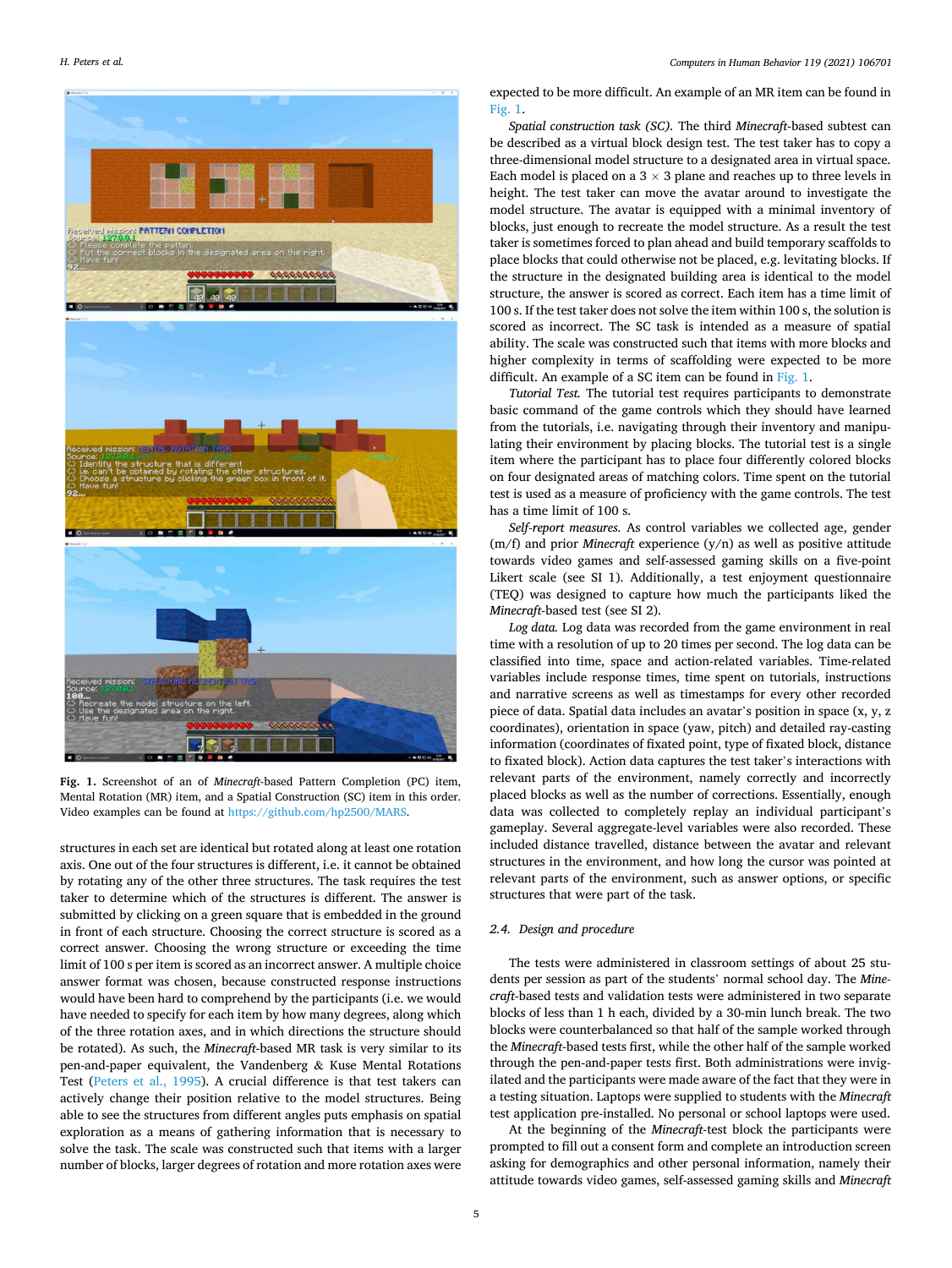Fig. 1. Screenshot of an of *Minecraft*-based Pattern Completion (PC) item, Mental Rotation (MR) item, and a Spatial Construction (SC) item in this order. Video examples can be found at https://github.com/hp2500/MARS.

structures in each set are identical but rotated along at least one rotation axis. One out of the four structures is different, i.e. it cannot be obtained by rotating any of the other three structures. The task requires the test taker to determine which of the structures is different. The answer is submitted by clicking on a green square that is embedded in the ground in front of each structure. Choosing the correct structure is scored as a correct answer. Choosing the wrong structure or exceeding the time limit of 100 s per item is scored as an incorrect answer. A multiple choice answer format was chosen, because constructed response instructions would have been hard to comprehend by the participants (i.e. we would have needed to specify for each item by how many degrees, along which of the three rotation axes, and in which directions the structure should be rotated). As such, the *Minecraft*-based MR task is very similar to its pen-and-paper equivalent, the Vandenberg & Kuse Mental Rotations Test (Peters et al., 1995). A crucial difference is that test takers can actively change their position relative to the model structures. Being able to see the structures from different angles puts emphasis on spatial exploration as a means of gathering information that is necessary to solve the task. The scale was constructed such that items with a larger number of blocks, larger degrees of rotation and more rotation axes were expected to be more difficult. An example of an MR item can be found in Fig. 1.

*Spatial construction task (SC).* The third *Minecraft*-based subtest can be described as a virtual block design test. The test taker has to copy a three-dimensional model structure to a designated area in virtual space. Each model is placed on a 3 × 3 plane and reaches up to three levels in height. The test taker can move the avatar around to investigate the model structure. The avatar is equipped with a minimal inventory of blocks, just enough to recreate the model structure. As a result the test taker is sometimes forced to plan ahead and build temporary scaffolds to place blocks that could otherwise not be placed, e.g. levitating blocks. If the structure in the designated building area is identical to the model structure, the answer is scored as correct. Each item has a time limit of 100 s. If the test taker does not solve the item within 100 s, the solution is scored as incorrect. The SC task is intended as a measure of spatial ability. The scale was constructed such that items with more blocks and higher complexity in terms of scaffolding were expected to be more difficult. An example of a SC item can be found in Fig. 1.

*Tutorial Test.* The tutorial test requires participants to demonstrate basic command of the game controls which they should have learned from the tutorials, i.e. navigating through their inventory and manipulating their environment by placing blocks. The tutorial test is a single item where the participant has to place four differently colored blocks on four designated areas of matching colors. Time spent on the tutorial test is used as a measure of proficiency with the game controls. The test has a time limit of 100 s.

*Self-report measures.* As control variables we collected age, gender (m/f) and prior *Minecraft* experience (y/n) as well as positive attitude towards video games and self-assessed gaming skills on a five-point Likert scale (see SI 1). Additionally, a test enjoyment questionnaire (TEQ) was designed to capture how much the participants liked the *Minecraft*-based test (see SI 2).

*Log data.* Log data was recorded from the game environment in real time with a resolution of up to 20 times per second. The log data can be classified into time, space and action-related variables. Time-related variables include response times, time spent on tutorials, instructions and narrative screens as well as timestamps for every other recorded piece of data. Spatial data includes an avatar's position in space (x, y, z coordinates), orientation in space (yaw, pitch) and detailed ray-casting information (coordinates of fixated point, type of fixated block, distance to fixated block). Action data captures the test taker's interactions with relevant parts of the environment, namely correctly and incorrectly placed blocks as well as the number of corrections. Essentially, enough data was collected to completely replay an individual participant's gameplay. Several aggregate-level variables were also recorded. These included distance travelled, distance between the avatar and relevant structures in the environment, and how long the cursor was pointed at relevant parts of the environment, such as answer options, or specific structures that were part of the task.

### 2.4. Design and procedure

The tests were administered in classroom settings of about 25 students per session as part of the students' normal school day. The *Minecraft*-based tests and validation tests were administered in two separate blocks of less than 1 h each, divided by a 30-min lunch break. The two blocks were counterbalanced so that half of the sample worked through the *Minecraft*-based tests first, while the other half of the sample worked through the pen-and-paper tests first. Both administrations were invigilated and the participants were made aware of the fact that they were in a testing situation. Laptops were supplied to students with the *Minecraft* test application pre-installed. No personal or school laptops were used.

At the beginning of the *Minecraft*-test block the participants were prompted to fill out a consent form and complete an introduction screen asking for demographics and other personal information, namely their attitude towards video games, self-assessed gaming skills and *Minecraft*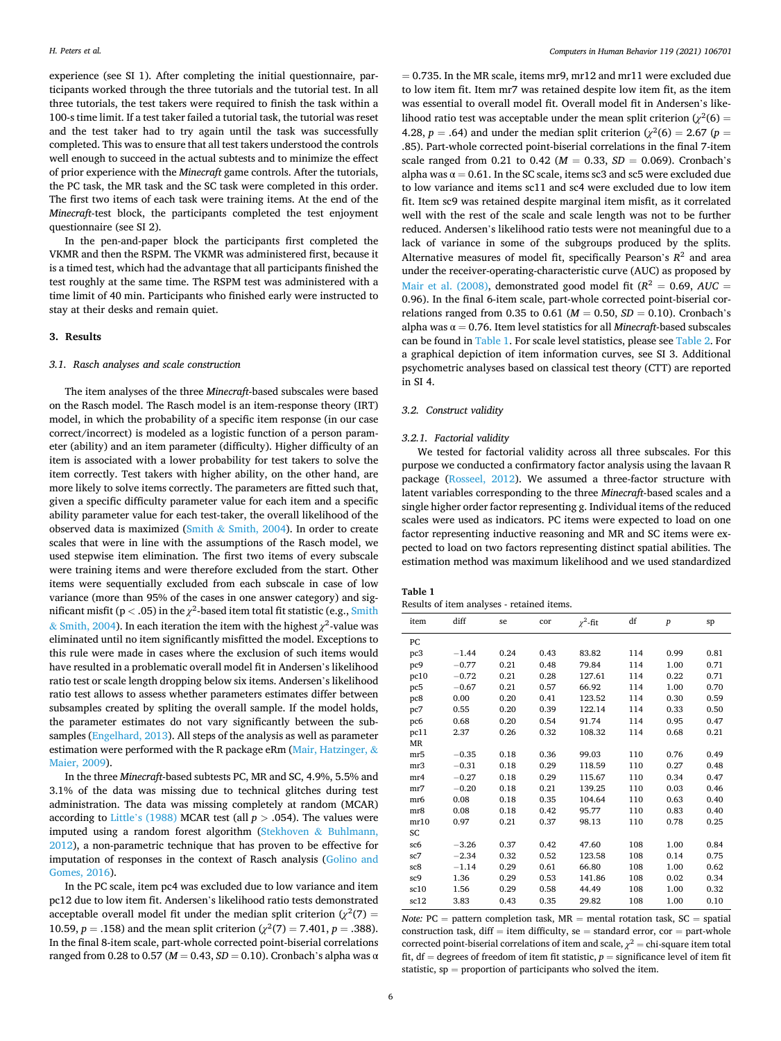experience (see SI 1). After completing the initial questionnaire, participants worked through the three tutorials and the tutorial test. In all three tutorials, the test takers were required to finish the task within a 100-s time limit. If a test taker failed a tutorial task, the tutorial was reset and the test taker had to try again until the task was successfully completed. This was to ensure that all test takers understood the controls well enough to succeed in the actual subtests and to minimize the effect of prior experience with the *Minecraft* game controls. After the tutorials, the PC task, the MR task and the SC task were completed in this order. The first two items of each task were training items. At the end of the *Minecraft*-test block, the participants completed the test enjoyment questionnaire (see SI 2).

In the pen-and-paper block the participants first completed the VKMR and then the RSPM. The VKMR was administered first, because it is a timed test, which had the advantage that all participants finished the test roughly at the same time. The RSPM test was administered with a time limit of 40 min. Participants who finished early were instructed to stay at their desks and remain quiet.

## 3. Results

### 3.1. Rasch analyses and scale construction

The item analyses of the three *Minecraft*-based subscales were based on the Rasch model. The Rasch model is an item-response theory (IRT) model, in which the probability of a specific item response (in our case correct/incorrect) is modeled as a logistic function of a person parameter (ability) and an item parameter (difficulty). Higher difficulty of an item is associated with a lower probability for test takers to solve the item correctly. Test takers with higher ability, on the other hand, are more likely to solve items correctly. The parameters are fitted such that, given a specific difficulty parameter value for each item and a specific ability parameter value for each test-taker, the overall likelihood of the observed data is maximized (Smith & Smith, 2004). In order to create scales that were in line with the assumptions of the Rasch model, we used stepwise item elimination. The first two items of every subscale were training items and were therefore excluded from the start. Other items were sequentially excluded from each subscale in case of low variance (more than 95% of the cases in one answer category) and significant misfit ($p < .05$) in the $\chi^2$-based item total fit statistic (e.g., Smith & Smith, 2004). In each iteration the item with the highest $\chi^2$-value was eliminated until no item significantly misfitted the model. Exceptions to this rule were made in cases where the exclusion of such items would have resulted in a problematic overall model fit in Andersen's likelihood ratio test or scale length dropping below six items. Andersen's likelihood ratio test allows to assess whether parameters estimates differ between subsamples created by spliting the overall sample. If the model holds, the parameter estimates do not vary significantly between the subsamples (Engelhard, 2013). All steps of the analysis as well as parameter estimation were performed with the R package eRm (Mair, Hatzinger, & Maier, 2009).

In the three *Minecraft*-based subtests PC, MR and SC, 4.9%, 5.5% and 3.1% of the data was missing due to technical glitches during test administration. The data was missing completely at random (MCAR) according to Little's (1988) MCAR test (all $p > .054$). The values were imputed using a random forest algorithm (Stekhoven & Buhlmann, 2012), a non-parametric technique that has proven to be effective for imputation of responses in the context of Rasch analysis (Golino and Gomes, 2016).

In the PC scale, item pc4 was excluded due to low variance and item pc12 due to low item fit. Andersen's likelihood ratio tests demonstrated acceptable overall model fit under the median split criterion ($\chi^2(7) = 10.59$, $p = .158$) and the mean split criterion ($\chi^2(7) = 7.401$, $p = .388$). In the final 8-item scale, part-whole corrected point-biserial correlations ranged from 0.28 to 0.57 ($M = 0.43$, $SD = 0.10$). Cronbach's alpha was $\alpha = 0.735$. In the MR scale, items mr9, mr12 and mr11 were excluded due to low item fit. Item mr7 was retained despite low item fit, as the item was essential to overall model fit. Overall model fit in Andersen's likelihood ratio test was acceptable under the mean split criterion ($\chi^2(6) = 4.28$, $p = .64$) and under the median split criterion ($\chi^2(6) = 2.67$ ($p = .85$). Part-whole corrected point-biserial correlations in the final 7-item scale ranged from 0.21 to 0.42 ($M = 0.33$, $SD = 0.069$). Cronbach's alpha was $\alpha = 0.61$. In the SC scale, items sc3 and sc5 were excluded due to low variance and items sc11 and sc4 were excluded due to low item fit. Item sc9 was retained despite marginal item misfit, as it correlated well with the rest of the scale and scale length was not to be further reduced. Andersen's likelihood ratio tests were not meaningful due to a lack of variance in some of the subgroups produced by the splits. Alternative measures of model fit, specifically Pearson's $R^2$ and area under the receiver-operating-characteristic curve (AUC) as proposed by Mair et al. (2008), demonstrated good model fit ($R^2 = 0.69$, $AUC = 0.96$). In the final 6-item scale, part-whole corrected point-biserial correlations ranged from 0.35 to 0.61 ($M = 0.50$, $SD = 0.10$). Cronbach's alpha was $\alpha = 0.76$. Item level statistics for all *Minecraft*-based subscales can be found in Table 1. For scale level statistics, please see Table 2. For a graphical depiction of item information curves, see SI 3. Additional psychometric analyses based on classical test theory (CTT) are reported in SI 4.

### 3.2. Construct validity

#### 3.2.1. Factorial validity

We tested for factorial validity across all three subscales. For this purpose we conducted a confirmatory factor analysis using the lavaan R package (Rosseel, 2012). We assumed a three-factor structure with latent variables corresponding to the three *Minecraft*-based scales and a single higher order factor representing g. Individual items of the reduced scales were used as indicators. PC items were expected to load on one factor representing inductive reasoning and MR and SC items were expected to load on two factors representing distinct spatial abilities. The estimation method was maximum likelihood and we used standardized

**Table 1**
Results of item analyses - retained items.

| item | diff | se | cor | $\chi^2$-fit | df | $p$ | sp |
|---|---|---|---|---|---|---|---|
| PC | | | | | | | |
| pc3 | −1.44 | 0.24 | 0.43 | 83.82 | 114 | 0.99 | 0.81 |
| pc9 | −0.77 | 0.21 | 0.48 | 79.84 | 114 | 1.00 | 0.71 |
| pc10 | −0.72 | 0.21 | 0.28 | 127.61 | 114 | 0.22 | 0.71 |
| pc5 | −0.67 | 0.21 | 0.57 | 66.92 | 114 | 1.00 | 0.70 |
| pc8 | 0.00 | 0.20 | 0.41 | 123.52 | 114 | 0.30 | 0.59 |
| pc7 | 0.55 | 0.20 | 0.39 | 122.14 | 114 | 0.33 | 0.50 |
| pc6 | 0.68 | 0.20 | 0.54 | 91.74 | 114 | 0.95 | 0.47 |
| pc11 | 2.37 | 0.26 | 0.32 | 108.32 | 114 | 0.68 | 0.21 |
| MR | | | | | | | |
| mr5 | −0.35 | 0.18 | 0.36 | 99.03 | 110 | 0.76 | 0.49 |
| mr3 | −0.31 | 0.18 | 0.29 | 118.59 | 110 | 0.27 | 0.48 |
| mr4 | −0.27 | 0.18 | 0.29 | 115.67 | 110 | 0.34 | 0.47 |
| mr7 | −0.20 | 0.18 | 0.21 | 139.25 | 110 | 0.03 | 0.46 |
| mr6 | 0.08 | 0.18 | 0.35 | 104.64 | 110 | 0.63 | 0.40 |
| mr8 | 0.08 | 0.18 | 0.42 | 95.77 | 110 | 0.83 | 0.40 |
| mr10 | 0.97 | 0.21 | 0.37 | 98.13 | 110 | 0.78 | 0.25 |
| SC | | | | | | | |
| sc6 | −3.26 | 0.37 | 0.42 | 47.60 | 108 | 1.00 | 0.84 |
| sc7 | −2.34 | 0.32 | 0.52 | 123.58 | 108 | 0.14 | 0.75 |
| sc8 | −1.14 | 0.29 | 0.61 | 66.80 | 108 | 1.00 | 0.62 |
| sc9 | 1.36 | 0.29 | 0.53 | 141.86 | 108 | 0.02 | 0.34 |
| sc10 | 1.56 | 0.29 | 0.58 | 44.49 | 108 | 1.00 | 0.32 |
| sc12 | 3.83 | 0.43 | 0.35 | 29.82 | 108 | 1.00 | 0.10 |

*Note:* PC = pattern completion task, MR = mental rotation task, SC = spatial construction task, diff = item difficulty, se = standard error, cor = part-whole corrected point-biserial correlations of item and scale, $\chi^2$ = chi-square item total fit, df = degrees of freedom of item fit statistic, $p$ = significance level of item fit statistic, sp = proportion of participants who solved the item.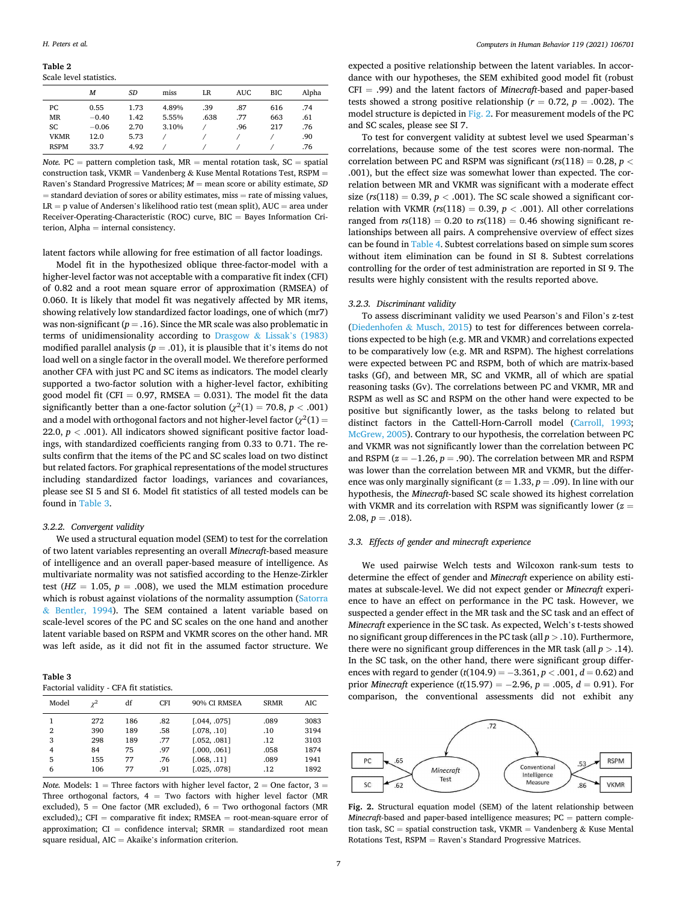**Table 2**
Scale level statistics.

| | *M* | *SD* | miss | LR | AUC | BIC | Alpha |
|---|---|---|---|---|---|---|---|
| PC | 0.55 | 1.73 | 4.89% | .39 | .87 | 616 | .74 |
| MR | −0.40 | 1.42 | 5.55% | .638 | .77 | 663 | .61 |
| SC | −0.06 | 2.70 | 3.10% | / | .96 | 217 | .76 |
| VKMR | 12.0 | 5.73 | / | / | / | / | .90 |
| RSPM | 33.7 | 4.92 | / | / | / | / | .76 |

*Note.* PC = pattern completion task, MR = mental rotation task, SC = spatial construction task, VKMR = Vandenberg & Kuse Mental Rotations Test, RSPM = Raven's Standard Progressive Matrices; *M* = mean score or ability estimate, *SD* = standard deviation of sores or ability estimates, miss = rate of missing values, LR = p value of Andersen's likelihood ratio test (mean split), AUC = area under Receiver-Operating-Characteristic (ROC) curve, BIC = Bayes Information Criterion, Alpha = internal consistency.

latent factors while allowing for free estimation of all factor loadings.

Model fit in the hypothesized oblique three-factor-model with a higher-level factor was not acceptable with a comparative fit index (CFI) of 0.82 and a root mean square error of approximation (RMSEA) of 0.060. It is likely that model fit was negatively affected by MR items, showing relatively low standardized factor loadings, one of which (mr7) was non-significant ($p = .16$). Since the MR scale was also problematic in terms of unidimensionality according to Drasgow & Lissak's (1983) modified parallel analysis ($p = .01$), it is plausible that it's items do not load well on a single factor in the overall model. We therefore performed another CFA with just PC and SC items as indicators. The model clearly supported a two-factor solution with a higher-level factor, exhibiting good model fit (CFI = 0.97, RMSEA = 0.031). The model fit the data significantly better than a one-factor solution ($\chi^2(1) = 70.8$, $p < .001$) and a model with orthogonal factors and not higher-level factor ($\chi^2(1) = 22.0$, $p < .001$). All indicators showed significant positive factor loadings, with standardized coefficients ranging from 0.33 to 0.71. The results confirm that the items of the PC and SC scales load on two distinct but related factors. For graphical representations of the model structures including standardized factor loadings, variances and covariances, please see SI 5 and SI 6. Model fit statistics of all tested models can be found in Table 3.

#### 3.2.2. Convergent validity

We used a structural equation model (SEM) to test for the correlation of two latent variables representing an overall *Minecraft*-based measure of intelligence and an overall paper-based measure of intelligence. As multivariate normality was not satisfied according to the Henze-Zirkler test ($HZ = 1.05$, $p = .008$), we used the MLM estimation procedure which is robust against violations of the normality assumption (Satorra & Bentler, 1994). The SEM contained a latent variable based on scale-level scores of the PC and SC scales on the one hand and another latent variable based on RSPM and VKMR scores on the other hand. MR was left aside, as it did not fit in the assumed factor structure. We expected a positive relationship between the latent variables. In accordance with our hypotheses, the SEM exhibited good model fit (robust CFI = .99) and the latent factors of *Minecraft*-based and paper-based tests showed a strong positive relationship ($r = 0.72$, $p = .002$). The model structure is depicted in Fig. 2. For measurement models of the PC and SC scales, please see SI 7.

**Table 3**
Factorial validity - CFA fit statistics.

| Model | $\chi^2$ | df | CFI | 90% CI RMSEA | SRMR | AIC |
|---|---|---|---|---|---|---|
| 1 | 272 | 186 | .82 | [.044, .075] | .089 | 3083 |
| 2 | 390 | 189 | .58 | [.078, .10] | .10 | 3194 |
| 3 | 298 | 189 | .77 | [.052, .081] | .12 | 3103 |
| 4 | 84 | 75 | .97 | [.000, .061] | .058 | 1874 |
| 5 | 155 | 77 | .76 | [.068, .11] | .089 | 1941 |
| 6 | 106 | 77 | .91 | [.025, .078] | .12 | 1892 |

*Note.* Models: 1 = Three factors with higher level factor, 2 = One factor, 3 = Three orthogonal factors, 4 = Two factors with higher level factor (MR excluded), 5 = One factor (MR excluded), 6 = Two orthogonal factors (MR excluded),; CFI = comparative fit index; RMSEA = root-mean-square error of approximation; CI = confidence interval; SRMR = standardized root mean square residual, AIC = Akaike's information criterion.

To test for convergent validity at subtest level we used Spearman's correlations, because some of the test scores were non-normal. The correlation between PC and RSPM was significant ($rs(118) = 0.28$, $p < .001$), but the effect size was somewhat lower than expected. The correlation between MR and VKMR was significant with a moderate effect size ($rs(118) = 0.39$, $p < .001$). The SC scale showed a significant correlation with VKMR ($rs(118) = 0.39$, $p < .001$). All other correlations ranged from $rs(118) = 0.20$ to $rs(118) = 0.46$ showing significant relationships between all pairs. A comprehensive overview of effect sizes can be found in Table 4. Subtest correlations based on simple sum scores without item elimination can be found in SI 8. Subtest correlations controlling for the order of test administration are reported in SI 9. The results were highly consistent with the results reported above.

#### 3.2.3. Discriminant validity

To assess discriminant validity we used Pearson's and Filon's z-test (Diedenhofen & Musch, 2015) to test for differences between correlations expected to be high (e.g. MR and VKMR) and correlations expected to be comparatively low (e.g. MR and RSPM). The highest correlations were expected between PC and RSPM, both of which are matrix-based tasks (Gf), and between MR, SC and VKMR, all of which are spatial reasoning tasks (Gv). The correlations between PC and VKMR, MR and RSPM as well as SC and RSPM on the other hand were expected to be positive but significantly lower, as the tasks belong to related but distinct factors in the Cattell-Horn-Carroll model (Carroll, 1993; McGrew, 2005). Contrary to our hypothesis, the correlation between PC and VKMR was not significantly lower than the correlation between PC and RSPM ($z = -1.26$, $p = .90$). The correlation between MR and RSPM was lower than the correlation between MR and VKMR, but the difference was only marginally significant ($z = 1.33$, $p = .09$). In line with our hypothesis, the *Minecraft*-based SC scale showed its highest correlation with VKMR and its correlation with RSPM was significantly lower ($z = 2.08$, $p = .018$).

### 3.3. Effects of gender and minecraft experience

We used pairwise Welch tests and Wilcoxon rank-sum tests to determine the effect of gender and *Minecraft* experience on ability estimates at subscale-level. We did not expect gender or *Minecraft* experience to have an effect on performance in the PC task. However, we suspected a gender effect in the MR task and the SC task and an effect of *Minecraft* experience in the SC task. As expected, Welch's t-tests showed no significant group differences in the PC task (all $p > .10$). Furthermore, there were no significant group differences in the MR task (all $p > .14$). In the SC task, on the other hand, there were significant group differences with regard to gender ($t(104.9) = -3.361$, $p < .001$, $d = 0.62$) and prior *Minecraft* experience ($t(15.97) = -2.96$, $p = .005$, $d = 0.91$). For comparison, the conventional assessments did not exhibit any

**Fig. 2.** Structural equation model (SEM) of the latent relationship between *Minecraft*-based and paper-based intelligence measures; PC = pattern completion task, SC = spatial construction task, VKMR = Vandenberg & Kuse Mental Rotations Test, RSPM = Raven's Standard Progressive Matrices.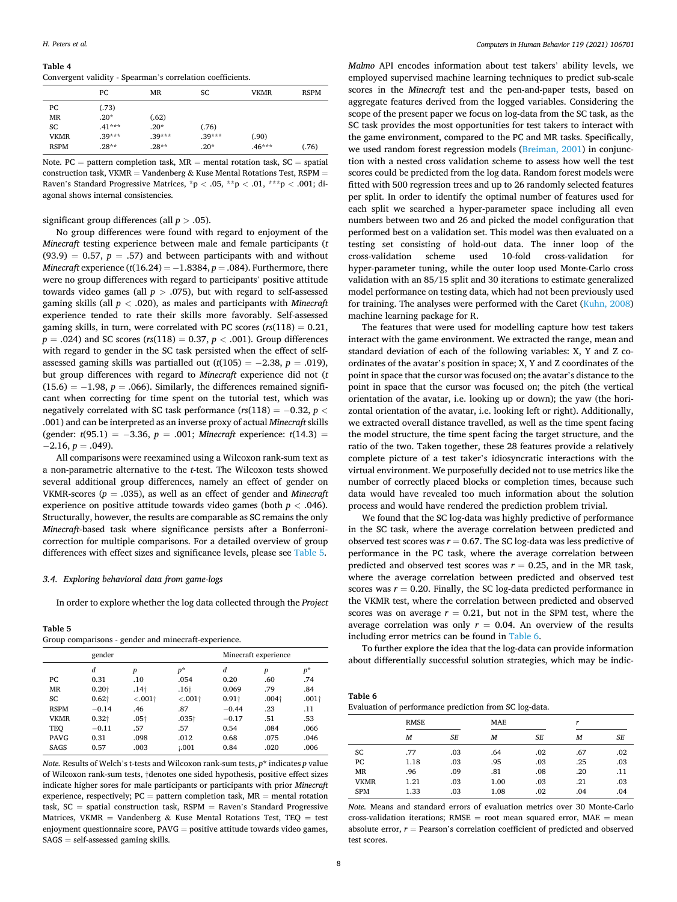**Table 4**
Convergent validity - Spearman's correlation coefficients.

| | PC | MR | SC | VKMR | RSPM |
|---|---|---|---|---|---|
| PC | (.73) | | | | |
| MR | .20* | (.62) | | | |
| SC | .41*** | .20* | (.76) | | |
| VKMR | .39*** | .39*** | .39*** | (.90) | |
| RSPM | .28** | .28** | .20* | .46*** | (.76) |

Note. PC = pattern completion task, MR = mental rotation task, SC = spatial construction task, VKMR = Vandenberg & Kuse Mental Rotations Test, RSPM = Raven's Standard Progressive Matrices, *p < .05, **p < .01, ***p < .001; diagonal shows internal consistencies.

significant group differences (all $p > .05$).

No group differences were found with regard to enjoyment of the *Minecraft* testing experience between male and female participants ($t(93.9) = 0.57$, $p = .57$) and between participants with and without *Minecraft* experience ($t(16.24) = -1.8384$, $p = .084$). Furthermore, there were no group differences with regard to participants' positive attitude towards video games (all $p > .075$), but with regard to self-assessed gaming skills (all $p < .020$), as males and participants with *Minecraft* experience tended to rate their skills more favorably. Self-assessed gaming skills, in turn, were correlated with PC scores ($rs(118) = 0.21$, $p = .024$) and SC scores ($rs(118) = 0.37$, $p < .001$). Group differences with regard to gender in the SC task persisted when the effect of self-assessed gaming skills was partialled out ($t(105) = -2.38$, $p = .019$), but group differences with regard to *Minecraft* experience did not ($t(15.6) = -1.98$, $p = .066$). Similarly, the differences remained significant when correcting for time spent on the tutorial test, which was negatively correlated with SC task performance ($rs(118) = -0.32$, $p < .001$) and can be interpreted as an inverse proxy of actual *Minecraft* skills (gender: $t(95.1) = -3.36$, $p = .001$; *Minecraft* experience: $t(14.3) = -2.16$, $p = .049$).

All comparisons were reexamined using a Wilcoxon rank-sum text as a non-parametric alternative to the *t*-test. The Wilcoxon tests showed several additional group differences, namely an effect of gender on VKMR-scores ($p = .035$), as well as an effect of gender and *Minecraft* experience on positive attitude towards video games (both $p < .046$). Structurally, however, the results are comparable as SC remains the only *Minecraft*-based task where significance persists after a Bonferroni-correction for multiple comparisons. For a detailed overview of group differences with effect sizes and significance levels, please see Table 5.

### 3.4. Exploring behavioral data from game-logs

In order to explore whether the log data collected through the *Project Malmo* API encodes information about test takers' ability levels, we employed supervised machine learning techniques to predict sub-scale scores in the *Minecraft* test and the pen-and-paper tests, based on aggregate features derived from the logged variables. Considering the scope of the present paper we focus on log-data from the SC task, as the SC task provides the most opportunities for test takers to interact with the game environment, compared to the PC and MR tasks. Specifically, we used random forest regression models (Breiman, 2001) in conjunction with a nested cross validation scheme to assess how well the test scores could be predicted from the log data. Random forest models were fitted with 500 regression trees and up to 26 randomly selected features per split. In order to identify the optimal number of features used for each split we searched a hyper-parameter space including all even numbers between two and 26 and picked the model configuration that performed best on a validation set. This model was then evaluated on a testing set consisting of hold-out data. The inner loop of the cross-validation scheme used 10-fold cross-validation for hyper-parameter tuning, while the outer loop used Monte-Carlo cross validation with an 85/15 split and 30 iterations to estimate generalized model performance on testing data, which had not been previously used for training. The analyses were performed with the Caret (Kuhn, 2008) machine learning package for R.

The features that were used for modelling capture how test takers interact with the game environment. We extracted the range, mean and standard deviation of each of the following variables: X, Y and Z coordinates of the avatar's position in space; X, Y and Z coordinates of the point in space that the cursor was focused on; the avatar's distance to the point in space that the cursor was focused on; the pitch (the vertical orientation of the avatar, i.e. looking up or down); the yaw (the horizontal orientation of the avatar, i.e. looking left or right). Additionally, we extracted overall distance travelled, as well as the time spent facing the model structure, the time spent facing the target structure, and the ratio of the two. Taken together, these 28 features provide a relatively complete picture of a test taker's idiosyncratic interactions with the virtual environment. We purposefully decided not to use metrics like the number of correctly placed blocks or completion times, because such data would have revealed too much information about the solution process and would have rendered the prediction problem trivial.

We found that the SC log-data was highly predictive of performance in the SC task, where the average correlation between predicted and observed test scores was $r = 0.67$. The SC log-data was less predictive of performance in the PC task, where the average correlation between predicted and observed test scores was $r = 0.25$, and in the MR task, where the average correlation between predicted and observed test scores was $r = 0.20$. Finally, the SC log-data predicted performance in the VKMR test, where the correlation between predicted and observed scores was on average $r = 0.21$, but not in the SPM test, where the average correlation was only $r = 0.04$. An overview of the results including error metrics can be found in Table 6.

To further explore the idea that the log-data can provide information about differentially successful solution strategies, which may be indic-

**Table 5**
Group comparisons - gender and minecraft-experience.

| | gender | | | Minecraft experience | | |
|---|---|---|---|---|---|---|
| | *d* | *p* | *p** | *d* | *p* | *p** |
| PC | 0.31 | .10 | .054 | 0.20 | .60 | .74 |
| MR | 0.20† | .14† | .16† | 0.069 | .79 | .84 |
| SC | 0.62† | <.001† | <.001† | 0.91† | .004† | .001† |
| RSPM | −0.14 | .46 | .87 | −0.44 | .23 | .11 |
| VKMR | 0.32† | .05† | .035† | −0.17 | .51 | .53 |
| TEQ | −0.11 | .57 | .57 | 0.54 | .084 | .066 |
| PAVG | 0.31 | .098 | .012 | 0.68 | .075 | .046 |
| SAGS | 0.57 | .003 | ¡.001 | 0.84 | .020 | .006 |

*Note.* Results of Welch's t-tests and Wilcoxon rank-sum tests, *p** indicates *p* value of Wilcoxon rank-sum tests, †denotes one sided hypothesis, positive effect sizes indicate higher sores for male participants or participants with prior *Minecraft* experience, respectively; PC = pattern completion task, MR = mental rotation task, SC = spatial construction task, RSPM = Raven's Standard Progressive Matrices, VKMR = Vandenberg & Kuse Mental Rotations Test, TEQ = test enjoyment questionnaire score, PAVG = positive attitude towards video games, SAGS = self-assessed gaming skills.

**Table 6**
Evaluation of performance prediction from SC log-data.

| | RMSE | | MAE | | *r* | |
|---|---|---|---|---|---|---|
| | *M* | *SE* | *M* | *SE* | *M* | *SE* |
| SC | .77 | .03 | .64 | .02 | .67 | .02 |
| PC | 1.18 | .03 | .95 | .03 | .25 | .03 |
| MR | .96 | .09 | .81 | .08 | .20 | .11 |
| VKMR | 1.21 | .03 | 1.00 | .03 | .21 | .03 |
| SPM | 1.33 | .03 | 1.08 | .02 | .04 | .04 |

*Note.* Means and standard errors of evaluation metrics over 30 Monte-Carlo cross-validation iterations; RMSE = root mean squared error, MAE = mean absolute error, *r* = Pearson's correlation coefficient of predicted and observed test scores.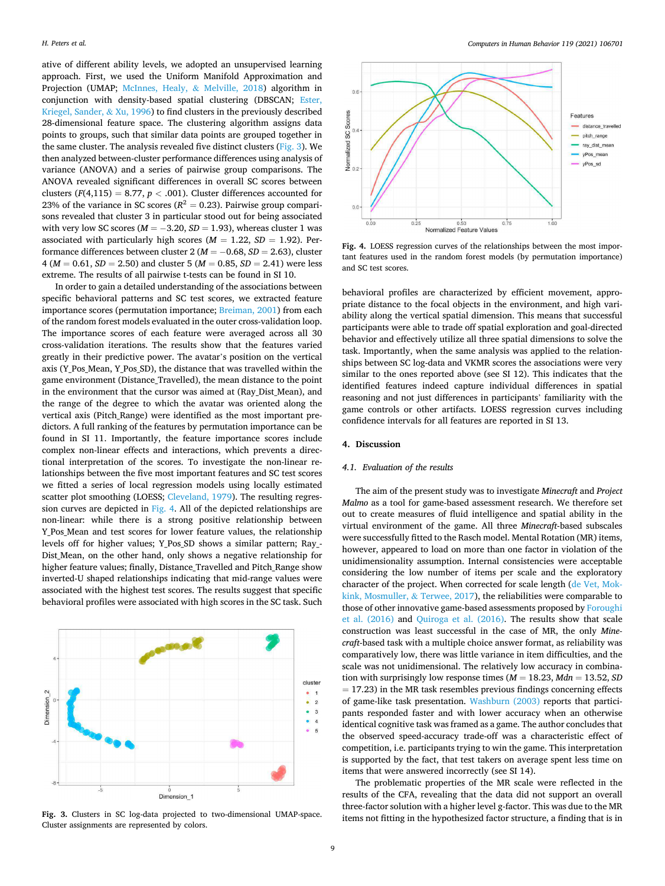ative of different ability levels, we adopted an unsupervised learning approach. First, we used the Uniform Manifold Approximation and Projection (UMAP; McInnes, Healy, & Melville, 2018) algorithm in conjunction with density-based spatial clustering (DBSCAN; Ester, Kriegel, Sander, & Xu, 1996) to find clusters in the previously described 28-dimensional feature space. The clustering algorithm assigns data points to groups, such that similar data points are grouped together in the same cluster. The analysis revealed five distinct clusters (Fig. 3). We then analyzed between-cluster performance differences using analysis of variance (ANOVA) and a series of pairwise group comparisons. The ANOVA revealed significant differences in overall SC scores between clusters ($F(4,115) = 8.77$, $p < .001$). Cluster differences accounted for 23% of the variance in SC scores ($R^2 = 0.23$). Pairwise group comparisons revealed that cluster 3 in particular stood out for being associated with very low SC scores ($M = -3.20$, $SD = 1.93$), whereas cluster 1 was associated with particularly high scores ($M = 1.22$, $SD = 1.92$). Performance differences between cluster 2 ($M = -0.68$, $SD = 2.63$), cluster 4 ($M = 0.61$, $SD = 2.50$) and cluster 5 ($M = 0.85$, $SD = 2.41$) were less extreme. The results of all pairwise t-tests can be found in SI 10.

In order to gain a detailed understanding of the associations between specific behavioral patterns and SC test scores, we extracted feature importance scores (permutation importance; Breiman, 2001) from each of the random forest models evaluated in the outer cross-validation loop. The importance scores of each feature were averaged across all 30 cross-validation iterations. The results show that the features varied greatly in their predictive power. The avatar's position on the vertical axis (Y_Pos_Mean, Y_Pos_SD), the distance that was travelled within the game environment (Distance_Travelled), the mean distance to the point in the environment that the cursor was aimed at (Ray_Dist_Mean), and the range of the degree to which the avatar was oriented along the vertical axis (Pitch_Range) were identified as the most important predictors. A full ranking of the features by permutation importance can be found in SI 11. Importantly, the feature importance scores include complex non-linear effects and interactions, which prevents a directional interpretation of the scores. To investigate the non-linear relationships between the five most important features and SC test scores we fitted a series of local regression models using locally estimated scatter plot smoothing (LOESS; Cleveland, 1979). The resulting regression curves are depicted in Fig. 4. All of the depicted relationships are non-linear: while there is a strong positive relationship between Y_Pos_Mean and test scores for lower feature values, the relationship levels off for higher values; Y_Pos_SD shows a similar pattern; Ray_Dist_Mean, on the other hand, only shows a negative relationship for higher feature values; finally, Distance_Travelled and Pitch_Range show inverted-U shaped relationships indicating that mid-range values were associated with the highest test scores. The results suggest that specific behavioral profiles were associated with high scores in the SC task. Such behavioral profiles are characterized by efficient movement, appropriate distance to the focal objects in the environment, and high variability along the vertical spatial dimension. This means that successful participants were able to trade off spatial exploration and goal-directed behavior and effectively utilize all three spatial dimensions to solve the task. Importantly, when the same analysis was applied to the relationships between SC log-data and VKMR scores the associations were very similar to the ones reported above (see SI 12). This indicates that the identified features indeed capture individual differences in spatial reasoning and not just differences in participants' familiarity with the game controls or other artifacts. LOESS regression curves including confidence intervals for all features are reported in SI 13.

Fig. 3. Clusters in SC log-data projected to two-dimensional UMAP-space. Cluster assignments are represented by colors.

Fig. 4. LOESS regression curves of the relationships between the most important features used in the random forest models (by permutation importance) and SC test scores.

## 4. Discussion

### 4.1. Evaluation of the results

The aim of the present study was to investigate *Minecraft* and *Project Malmo* as a tool for game-based assessment research. We therefore set out to create measures of fluid intelligence and spatial ability in the virtual environment of the game. All three *Minecraft*-based subscales were successfully fitted to the Rasch model. Mental Rotation (MR) items, however, appeared to load on more than one factor in violation of the unidimensionality assumption. Internal consistencies were acceptable considering the low number of items per scale and the exploratory character of the project. When corrected for scale length (de Vet, Mokkink, Mosmuller, & Terwee, 2017), the reliabilities were comparable to those of other innovative game-based assessments proposed by Foroughi et al. (2016) and Quiroga et al. (2016). The results show that scale construction was least successful in the case of MR, the only *Minecraft*-based task with a multiple choice answer format, as reliability was comparatively low, there was little variance in item difficulties, and the scale was not unidimensional. The relatively low accuracy in combination with surprisingly low response times ($M = 18.23$, $Mdn = 13.52$, $SD = 17.23$) in the MR task resembles previous findings concerning effects of game-like task presentation. Washburn (2003) reports that participants responded faster and with lower accuracy when an otherwise identical cognitive task was framed as a game. The author concludes that the observed speed-accuracy trade-off was a characteristic effect of competition, i.e. participants trying to win the game. This interpretation is supported by the fact, that test takers on average spent less time on items that were answered incorrectly (see SI 14).

The problematic properties of the MR scale were reflected in the results of the CFA, revealing that the data did not support an overall three-factor solution with a higher level g-factor. This was due to the MR items not fitting in the hypothesized factor structure, a finding that is in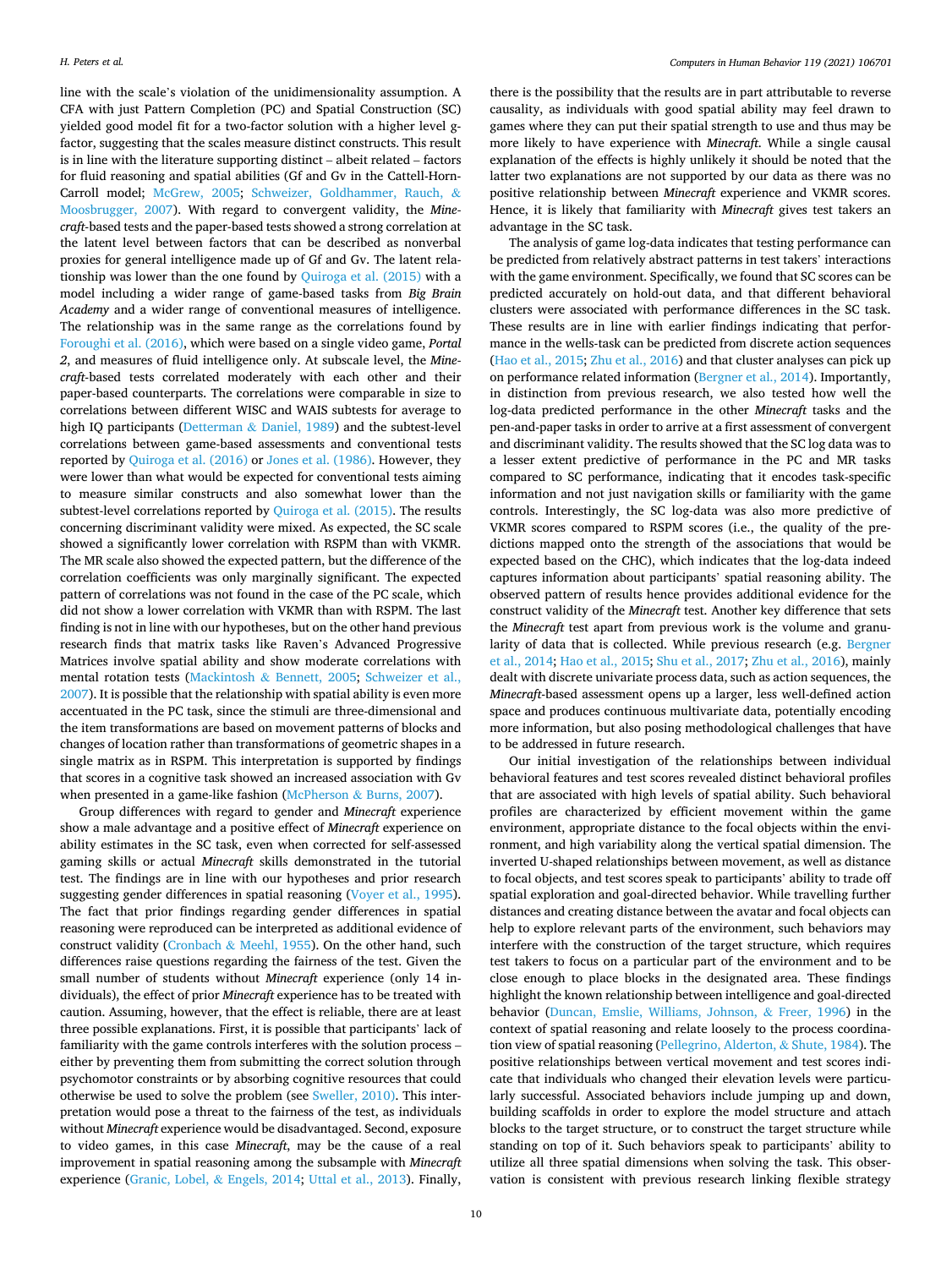line with the scale's violation of the unidimensionality assumption. A CFA with just Pattern Completion (PC) and Spatial Construction (SC) yielded good model fit for a two-factor solution with a higher level g-factor, suggesting that the scales measure distinct constructs. This result is in line with the literature supporting distinct – albeit related – factors for fluid reasoning and spatial abilities (Gf and Gv in the Cattell-Horn-Carroll model; McGrew, 2005; Schweizer, Goldhammer, Rauch, & Moosbrugger, 2007). With regard to convergent validity, the *Minecraft*-based tests and the paper-based tests showed a strong correlation at the latent level between factors that can be described as nonverbal proxies for general intelligence made up of Gf and Gv. The latent relationship was lower than the one found by Quiroga et al. (2015) with a model including a wider range of game-based tasks from *Big Brain Academy* and a wider range of conventional measures of intelligence. The relationship was in the same range as the correlations found by Foroughi et al. (2016), which were based on a single video game, *Portal 2*, and measures of fluid intelligence only. At subscale level, the *Minecraft*-based tests correlated moderately with each other and their paper-based counterparts. The correlations were comparable in size to correlations between different WISC and WAIS subtests for average to high IQ participants (Detterman & Daniel, 1989) and the subtest-level correlations between game-based assessments and conventional tests reported by Quiroga et al. (2016) or Jones et al. (1986). However, they were lower than what would be expected for conventional tests aiming to measure similar constructs and also somewhat lower than the subtest-level correlations reported by Quiroga et al. (2015). The results concerning discriminant validity were mixed. As expected, the SC scale showed a significantly lower correlation with RSPM than with VKMR. The MR scale also showed the expected pattern, but the difference of the correlation coefficients was only marginally significant. The expected pattern of correlations was not found in the case of the PC scale, which did not show a lower correlation with VKMR than with RSPM. The last finding is not in line with our hypotheses, but on the other hand previous research finds that matrix tasks like Raven's Advanced Progressive Matrices involve spatial ability and show moderate correlations with mental rotation tests (Mackintosh & Bennett, 2005; Schweizer et al., 2007). It is possible that the relationship with spatial ability is even more accentuated in the PC task, since the stimuli are three-dimensional and the item transformations are based on movement patterns of blocks and changes of location rather than transformations of geometric shapes in a single matrix as in RSPM. This interpretation is supported by findings that scores in a cognitive task showed an increased association with Gv when presented in a game-like fashion (McPherson & Burns, 2007).

Group differences with regard to gender and *Minecraft* experience show a male advantage and a positive effect of *Minecraft* experience on ability estimates in the SC task, even when corrected for self-assessed gaming skills or actual *Minecraft* skills demonstrated in the tutorial test. The findings are in line with our hypotheses and prior research suggesting gender differences in spatial reasoning (Voyer et al., 1995). The fact that prior findings regarding gender differences in spatial reasoning were reproduced can be interpreted as additional evidence of construct validity (Cronbach & Meehl, 1955). On the other hand, such differences raise questions regarding the fairness of the test. Given the small number of students without *Minecraft* experience (only 14 individuals), the effect of prior *Minecraft* experience has to be treated with caution. Assuming, however, that the effect is reliable, there are at least three possible explanations. First, it is possible that participants' lack of familiarity with the game controls interferes with the solution process – either by preventing them from submitting the correct solution through psychomotor constraints or by absorbing cognitive resources that could otherwise be used to solve the problem (see Sweller, 2010). This interpretation would pose a threat to the fairness of the test, as individuals without *Minecraft* experience would be disadvantaged. Second, exposure to video games, in this case *Minecraft*, may be the cause of a real improvement in spatial reasoning among the subsample with *Minecraft* experience (Granic, Lobel, & Engels, 2014; Uttal et al., 2013). Finally, there is the possibility that the results are in part attributable to reverse causality, as individuals with good spatial ability may feel drawn to games where they can put their spatial strength to use and thus may be more likely to have experience with *Minecraft*. While a single causal explanation of the effects is highly unlikely it should be noted that the latter two explanations are not supported by our data as there was no positive relationship between *Minecraft* experience and VKMR scores. Hence, it is likely that familiarity with *Minecraft* gives test takers an advantage in the SC task.

The analysis of game log-data indicates that testing performance can be predicted from relatively abstract patterns in test takers' interactions with the game environment. Specifically, we found that SC scores can be predicted accurately on hold-out data, and that different behavioral clusters were associated with performance differences in the SC task. These results are in line with earlier findings indicating that performance in the wells-task can be predicted from discrete action sequences (Hao et al., 2015; Zhu et al., 2016) and that cluster analyses can pick up on performance related information (Bergner et al., 2014). Importantly, in distinction from previous research, we also tested how well the log-data predicted performance in the other *Minecraft* tasks and the pen-and-paper tasks in order to arrive at a first assessment of convergent and discriminant validity. The results showed that the SC log data was to a lesser extent predictive of performance in the PC and MR tasks compared to SC performance, indicating that it encodes task-specific information and not just navigation skills or familiarity with the game controls. Interestingly, the SC log-data was also more predictive of VKMR scores compared to RSPM scores (i.e., the quality of the predictions mapped onto the strength of the associations that would be expected based on the CHC), which indicates that the log-data indeed captures information about participants' spatial reasoning ability. The observed pattern of results hence provides additional evidence for the construct validity of the *Minecraft* test. Another key difference that sets the *Minecraft* test apart from previous work is the volume and granularity of data that is collected. While previous research (e.g. Bergner et al., 2014; Hao et al., 2015; Shu et al., 2017; Zhu et al., 2016), mainly dealt with discrete univariate process data, such as action sequences, the *Minecraft*-based assessment opens up a larger, less well-defined action space and produces continuous multivariate data, potentially encoding more information, but also posing methodological challenges that have to be addressed in future research.

Our initial investigation of the relationships between individual behavioral features and test scores revealed distinct behavioral profiles that are associated with high levels of spatial ability. Such behavioral profiles are characterized by efficient movement within the game environment, appropriate distance to the focal objects within the environment, and high variability along the vertical spatial dimension. The inverted U-shaped relationships between movement, as well as distance to focal objects, and test scores speak to participants' ability to trade off spatial exploration and goal-directed behavior. While travelling further distances and creating distance between the avatar and focal objects can help to explore relevant parts of the environment, such behaviors may interfere with the construction of the target structure, which requires test takers to focus on a particular part of the environment and to be close enough to place blocks in the designated area. These findings highlight the known relationship between intelligence and goal-directed behavior (Duncan, Emslie, Williams, Johnson, & Freer, 1996) in the context of spatial reasoning and relate loosely to the process coordination view of spatial reasoning (Pellegrino, Alderton, & Shute, 1984). The positive relationships between vertical movement and test scores indicate that individuals who changed their elevation levels were particularly successful. Associated behaviors include jumping up and down, building scaffolds in order to explore the model structure and attach blocks to the target structure, or to construct the target structure while standing on top of it. Such behaviors speak to participants' ability to utilize all three spatial dimensions when solving the task. This observation is consistent with previous research linking flexible strategy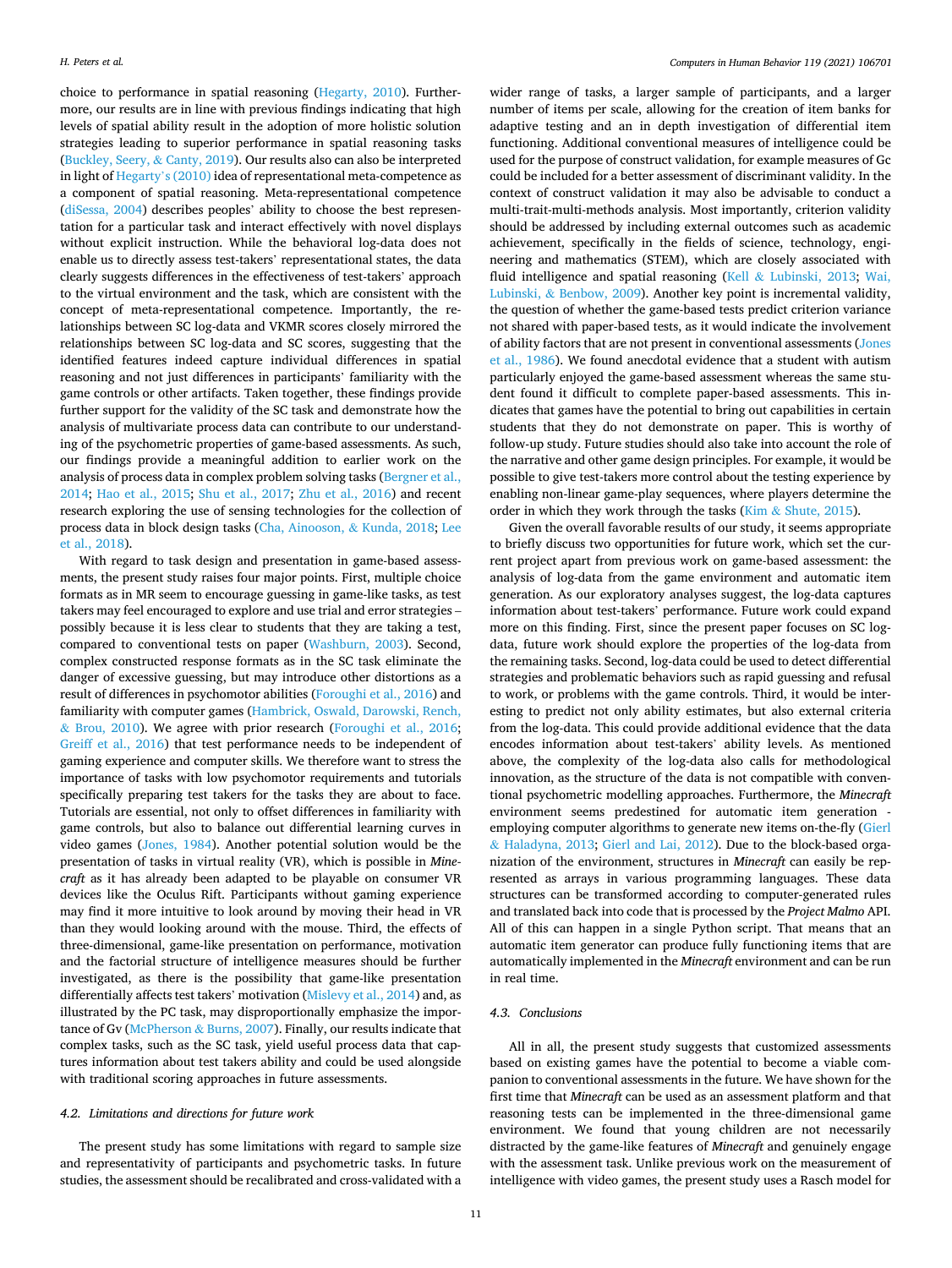choice to performance in spatial reasoning (Hegarty, 2010). Furthermore, our results are in line with previous findings indicating that high levels of spatial ability result in the adoption of more holistic solution strategies leading to superior performance in spatial reasoning tasks (Buckley, Seery, & Canty, 2019). Our results also can also be interpreted in light of Hegarty's (2010) idea of representational meta-competence as a component of spatial reasoning. Meta-representational competence (diSessa, 2004) describes peoples' ability to choose the best representation for a particular task and interact effectively with novel displays without explicit instruction. While the behavioral log-data does not enable us to directly assess test-takers' representational states, the data clearly suggests differences in the effectiveness of test-takers' approach to the virtual environment and the task, which are consistent with the concept of meta-representational competence. Importantly, the relationships between SC log-data and VKMR scores closely mirrored the relationships between SC log-data and SC scores, suggesting that the identified features indeed capture individual differences in spatial reasoning and not just differences in participants' familiarity with the game controls or other artifacts. Taken together, these findings provide further support for the validity of the SC task and demonstrate how the analysis of multivariate process data can contribute to our understanding of the psychometric properties of game-based assessments. As such, our findings provide a meaningful addition to earlier work on the analysis of process data in complex problem solving tasks (Bergner et al., 2014; Hao et al., 2015; Shu et al., 2017; Zhu et al., 2016) and recent research exploring the use of sensing technologies for the collection of process data in block design tasks (Cha, Ainooson, & Kunda, 2018; Lee et al., 2018).

With regard to task design and presentation in game-based assessments, the present study raises four major points. First, multiple choice formats as in MR seem to encourage guessing in game-like tasks, as test takers may feel encouraged to explore and use trial and error strategies – possibly because it is less clear to students that they are taking a test, compared to conventional tests on paper (Washburn, 2003). Second, complex constructed response formats as in the SC task eliminate the danger of excessive guessing, but may introduce other distortions as a result of differences in psychomotor abilities (Foroughi et al., 2016) and familiarity with computer games (Hambrick, Oswald, Darowski, Rench, & Brou, 2010). We agree with prior research (Foroughi et al., 2016; Greiff et al., 2016) that test performance needs to be independent of gaming experience and computer skills. We therefore want to stress the importance of tasks with low psychomotor requirements and tutorials specifically preparing test takers for the tasks they are about to face. Tutorials are essential, not only to offset differences in familiarity with game controls, but also to balance out differential learning curves in video games (Jones, 1984). Another potential solution would be the presentation of tasks in virtual reality (VR), which is possible in *Minecraft* as it has already been adapted to be playable on consumer VR devices like the Oculus Rift. Participants without gaming experience may find it more intuitive to look around by moving their head in VR than they would looking around with the mouse. Third, the effects of three-dimensional, game-like presentation on performance, motivation and the factorial structure of intelligence measures should be further investigated, as there is the possibility that game-like presentation differentially affects test takers' motivation (Mislevy et al., 2014) and, as illustrated by the PC task, may disproportionally emphasize the importance of Gv (McPherson & Burns, 2007). Finally, our results indicate that complex tasks, such as the SC task, yield useful process data that captures information about test takers ability and could be used alongside with traditional scoring approaches in future assessments.

### 4.2. Limitations and directions for future work

The present study has some limitations with regard to sample size and representativity of participants and psychometric tasks. In future studies, the assessment should be recalibrated and cross-validated with a wider range of tasks, a larger sample of participants, and a larger number of items per scale, allowing for the creation of item banks for adaptive testing and an in depth investigation of differential item functioning. Additional conventional measures of intelligence could be used for the purpose of construct validation, for example measures of Gc could be included for a better assessment of discriminant validity. In the context of construct validation it may also be advisable to conduct a multi-trait-multi-methods analysis. Most importantly, criterion validity should be addressed by including external outcomes such as academic achievement, specifically in the fields of science, technology, engineering and mathematics (STEM), which are closely associated with fluid intelligence and spatial reasoning (Kell & Lubinski, 2013; Wai, Lubinski, & Benbow, 2009). Another key point is incremental validity, the question of whether the game-based tests predict criterion variance not shared with paper-based tests, as it would indicate the involvement of ability factors that are not present in conventional assessments (Jones et al., 1986). We found anecdotal evidence that a student with autism particularly enjoyed the game-based assessment whereas the same student found it difficult to complete paper-based assessments. This indicates that games have the potential to bring out capabilities in certain students that they do not demonstrate on paper. This is worthy of follow-up study. Future studies should also take into account the role of the narrative and other game design principles. For example, it would be possible to give test-takers more control about the testing experience by enabling non-linear game-play sequences, where players determine the order in which they work through the tasks (Kim & Shute, 2015).

Given the overall favorable results of our study, it seems appropriate to briefly discuss two opportunities for future work, which set the current project apart from previous work on game-based assessment: the analysis of log-data from the game environment and automatic item generation. As our exploratory analyses suggest, the log-data captures information about test-takers' performance. Future work could expand more on this finding. First, since the present paper focuses on SC log-data, future work should explore the properties of the log-data from the remaining tasks. Second, log-data could be used to detect differential strategies and problematic behaviors such as rapid guessing and refusal to work, or problems with the game controls. Third, it would be interesting to predict not only ability estimates, but also external criteria from the log-data. This could provide additional evidence that the data encodes information about test-takers' ability levels. As mentioned above, the complexity of the log-data also calls for methodological innovation, as the structure of the data is not compatible with conventional psychometric modelling approaches. Furthermore, the *Minecraft* environment seems predestined for automatic item generation - employing computer algorithms to generate new items on-the-fly (Gierl & Haladyna, 2013; Gierl and Lai, 2012). Due to the block-based organization of the environment, structures in *Minecraft* can easily be represented as arrays in various programming languages. These data structures can be transformed according to computer-generated rules and translated back into code that is processed by the *Project Malmo* API. All of this can happen in a single Python script. That means that an automatic item generator can produce fully functioning items that are automatically implemented in the *Minecraft* environment and can be run in real time.

### 4.3. Conclusions

All in all, the present study suggests that customized assessments based on existing games have the potential to become a viable companion to conventional assessments in the future. We have shown for the first time that *Minecraft* can be used as an assessment platform and that reasoning tests can be implemented in the three-dimensional game environment. We found that young children are not necessarily distracted by the game-like features of *Minecraft* and genuinely engage with the assessment task. Unlike previous work on the measurement of intelligence with video games, the present study uses a Rasch model for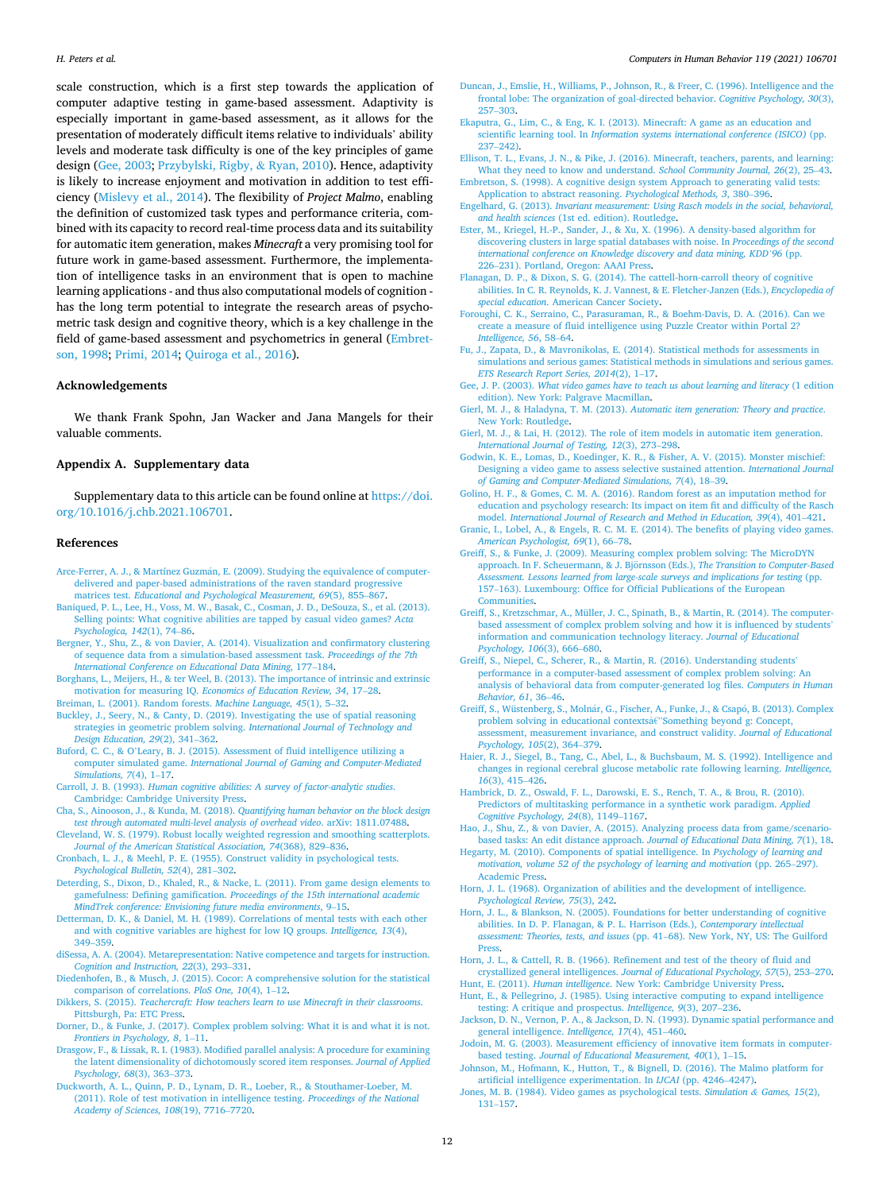scale construction, which is a first step towards the application of computer adaptive testing in game-based assessment. Adaptivity is especially important in game-based assessment, as it allows for the presentation of moderately difficult items relative to individuals' ability levels and moderate task difficulty is one of the key principles of game design (Gee, 2003; Przybylski, Rigby, & Ryan, 2010). Hence, adaptivity is likely to increase enjoyment and motivation in addition to test efficiency (Mislevy et al., 2014). The flexibility of *Project Malmo*, enabling the definition of customized task types and performance criteria, combined with its capacity to record real-time process data and its suitability for automatic item generation, makes *Minecraft* a very promising tool for future work in game-based assessment. Furthermore, the implementation of intelligence tasks in an environment that is open to machine learning applications - and thus also computational models of cognition - has the long term potential to integrate the research areas of psychometric task design and cognitive theory, which is a key challenge in the field of game-based assessment and psychometrics in general (Embretson, 1998; Primi, 2014; Quiroga et al., 2016).

## Acknowledgements

We thank Frank Spohn, Jan Wacker and Jana Mangels for their valuable comments.

## Appendix A. Supplementary data

Supplementary data to this article can be found online at https://doi.org/10.1016/j.chb.2021.106701.

## References

Arce-Ferrer, A. J., & Martínez Guzmán, E. (2009). Studying the equivalence of computer-delivered and paper-based administrations of the raven standard progressive matrices test. *Educational and Psychological Measurement, 69*(5), 855–867.

Baniqued, P. L., Lee, H., Voss, M. W., Basak, C., Cosman, J. D., DeSouza, S., et al. (2013). Selling points: What cognitive abilities are tapped by casual video games? *Acta Psychologica, 142*(1), 74–86.

Bergner, Y., Shu, Z., & von Davier, A. (2014). Visualization and confirmatory clustering of sequence data from a simulation-based assessment task. *Proceedings of the 7th International Conference on Educational Data Mining*, 177–184.

Borghans, L., Meijers, H., & ter Weel, B. (2013). The importance of intrinsic and extrinsic motivation for measuring IQ. *Economics of Education Review, 34*, 17–28.

Breiman, L. (2001). Random forests. *Machine Language, 45*(1), 5–32.

Buckley, J., Seery, N., & Canty, D. (2019). Investigating the use of spatial reasoning strategies in geometric problem solving. *International Journal of Technology and Design Education, 29*(2), 341–362.

Buford, C. C., & O'Leary, B. J. (2015). Assessment of fluid intelligence utilizing a computer simulated game. *International Journal of Gaming and Computer-Mediated Simulations, 7*(4), 1–17.

Carroll, J. B. (1993). *Human cognitive abilities: A survey of factor-analytic studies*. Cambridge: Cambridge University Press.

Cha, S., Ainooson, J., & Kunda, M. (2018). *Quantifying human behavior on the block design test through automated multi-level analysis of overhead video*. arXiv: 1811.07488.

Cleveland, W. S. (1979). Robust locally weighted regression and smoothing scatterplots. *Journal of the American Statistical Association, 74*(368), 829–836.

Cronbach, L. J., & Meehl, P. E. (1955). Construct validity in psychological tests. *Psychological Bulletin, 52*(4), 281–302.

Deterding, S., Dixon, D., Khaled, R., & Nacke, L. (2011). From game design elements to gamefulness: Defining gamification. *Proceedings of the 15th international academic MindTrek conference: Envisioning future media environments*, 9–15.

Detterman, D. K., & Daniel, M. H. (1989). Correlations of mental tests with each other and with cognitive variables are highest for low IQ groups. *Intelligence, 13*(4), 349–359.

diSessa, A. A. (2004). Metarepresentation: Native competence and targets for instruction. *Cognition and Instruction, 22*(3), 293–331.

Diedenhofen, B., & Musch, J. (2015). Cocor: A comprehensive solution for the statistical comparison of correlations. *PloS One, 10*(4), 1–12.

Dikkers, S. (2015). *Teachercraft: How teachers learn to use Minecraft in their classrooms*. Pittsburgh, Pa: ETC Press.

Dorner, D., & Funke, J. (2017). Complex problem solving: What it is and what it is not. *Frontiers in Psychology, 8*, 1–11.

Drasgow, F., & Lissak, R. I. (1983). Modified parallel analysis: A procedure for examining the latent dimensionality of dichotomously scored item responses. *Journal of Applied Psychology, 68*(3), 363–373.

Duckworth, A. L., Quinn, P. D., Lynam, D. R., Loeber, R., & Stouthamer-Loeber, M. (2011). Role of test motivation in intelligence testing. *Proceedings of the National Academy of Sciences, 108*(19), 7716–7720.

Duncan, J., Emslie, H., Williams, P., Johnson, R., & Freer, C. (1996). Intelligence and the frontal lobe: The organization of goal-directed behavior. *Cognitive Psychology, 30*(3), 257–303.

Ekaputra, G., Lim, C., & Eng, K. I. (2013). Minecraft: A game as an education and scientific learning tool. In *Information systems international conference (ISICO)* (pp. 237–242).

Ellison, T. L., Evans, J. N., & Pike, J. (2016). Minecraft, teachers, parents, and learning: What they need to know and understand. *School Community Journal, 26*(2), 25–43.

Embretson, S. (1998). A cognitive design system Approach to generating valid tests: Application to abstract reasoning. *Psychological Methods, 3*, 380–396.

Engelhard, G. (2013). *Invariant measurement: Using Rasch models in the social, behavioral, and health sciences* (1st ed. edition). Routledge.

Ester, M., Kriegel, H.-P., Sander, J., & Xu, X. (1996). A density-based algorithm for discovering clusters in large spatial databases with noise. In *Proceedings of the second international conference on Knowledge discovery and data mining, KDD'96* (pp. 226–231). Portland, Oregon: AAAI Press.

Flanagan, D. P., & Dixon, S. G. (2014). The cattell-horn-carroll theory of cognitive abilities. In C. R. Reynolds, K. J. Vannest, & E. Fletcher-Janzen (Eds.), *Encyclopedia of special education*. American Cancer Society.

Foroughi, C. K., Serraino, C., Parasuraman, R., & Boehm-Davis, D. A. (2016). Can we create a measure of fluid intelligence using Puzzle Creator within Portal 2? *Intelligence, 56*, 58–64.

Fu, J., Zapata, D., & Mavronikolas, E. (2014). Statistical methods for assessments in simulations and serious games: Statistical methods in simulations and serious games. *ETS Research Report Series, 2014*(2), 1–17.

Gee, J. P. (2003). *What video games have to teach us about learning and literacy* (1 edition edition). New York: Palgrave Macmillan.

Gierl, M. J., & Haladyna, T. M. (2013). *Automatic item generation: Theory and practice*. New York: Routledge.

Gierl, M. J., & Lai, H. (2012). The role of item models in automatic item generation. *International Journal of Testing, 12*(3), 273–298.

Godwin, K. E., Lomas, D., Koedinger, K. R., & Fisher, A. V. (2015). Monster mischief: Designing a video game to assess selective sustained attention. *International Journal of Gaming and Computer-Mediated Simulations, 7*(4), 18–39.

Golino, H. F., & Gomes, C. M. A. (2016). Random forest as an imputation method for education and psychology research: Its impact on item fit and difficulty of the Rasch model. *International Journal of Research and Method in Education, 39*(4), 401–421.

Granic, I., Lobel, A., & Engels, R. C. M. E. (2014). The benefits of playing video games. *American Psychologist, 69*(1), 66–78.

Greiff, S., & Funke, J. (2009). Measuring complex problem solving: The MicroDYN approach. In F. Scheuermann, & J. Björnsson (Eds.), *The Transition to Computer-Based Assessment. Lessons learned from large-scale surveys and implications for testing* (pp. 157–163). Luxembourg: Office for Official Publications of the European Communities.

Greiff, S., Kretzschmar, A., Müller, J. C., Spinath, B., & Martin, R. (2014). The computer-based assessment of complex problem solving and how it is influenced by students' information and communication technology literacy. *Journal of Educational Psychology, 106*(3), 666–680.

Greiff, S., Niepel, C., Scherer, R., & Martin, R. (2016). Understanding students' performance in a computer-based assessment of complex problem solving: An analysis of behavioral data from computer-generated log files. *Computers in Human Behavior, 61*, 36–46.

Greiff, S., Wüstenberg, S., Molnár, G., Fischer, A., Funke, J., & Csapó, B. (2013). Complex problem solving in educational contextsâ€"Something beyond g: Concept, assessment, measurement invariance, and construct validity. *Journal of Educational Psychology, 105*(2), 364–379.

Haier, R. J., Siegel, B., Tang, C., Abel, L., & Buchsbaum, M. S. (1992). Intelligence and changes in regional cerebral glucose metabolic rate following learning. *Intelligence, 16*(3), 415–426.

Hambrick, D. Z., Oswald, F. L., Darowski, E. S., Rench, T. A., & Brou, R. (2010). Predictors of multitasking performance in a synthetic work paradigm. *Applied Cognitive Psychology, 24*(8), 1149–1167.

Hao, J., Shu, Z., & von Davier, A. (2015). Analyzing process data from game/scenario-based tasks: An edit distance approach. *Journal of Educational Data Mining, 7*(1), 18.

Hegarty, M. (2010). Components of spatial intelligence. In *Psychology of learning and motivation, volume 52 of the psychology of learning and motivation* (pp. 265–297). Academic Press.

Horn, J. L. (1968). Organization of abilities and the development of intelligence. *Psychological Review, 75*(3), 242.

Horn, J. L., & Blankson, N. (2005). Foundations for better understanding of cognitive abilities. In D. P. Flanagan, & P. L. Harrison (Eds.), *Contemporary intellectual assessment: Theories, tests, and issues* (pp. 41–68). New York, NY, US: The Guilford Press.

Horn, J. L., & Cattell, R. B. (1966). Refinement and test of the theory of fluid and crystallized general intelligences. *Journal of Educational Psychology, 57*(5), 253–270.

Hunt, E. (2011). *Human intelligence*. New York: Cambridge University Press.

Hunt, E., & Pellegrino, J. (1985). Using interactive computing to expand intelligence testing: A critique and prospectus. *Intelligence, 9*(3), 207–236.

Jackson, D. N., Vernon, P. A., & Jackson, D. N. (1993). Dynamic spatial performance and general intelligence. *Intelligence, 17*(4), 451–460.

Jodoin, M. G. (2003). Measurement efficiency of innovative item formats in computer-based testing. *Journal of Educational Measurement, 40*(1), 1–15.

Johnson, M., Hofmann, K., Hutton, T., & Bignell, D. (2016). The Malmo platform for artificial intelligence experimentation. In *IJCAI* (pp. 4246–4247).

Jones, M. B. (1984). Video games as psychological tests. *Simulation & Games, 15*(2), 131–157.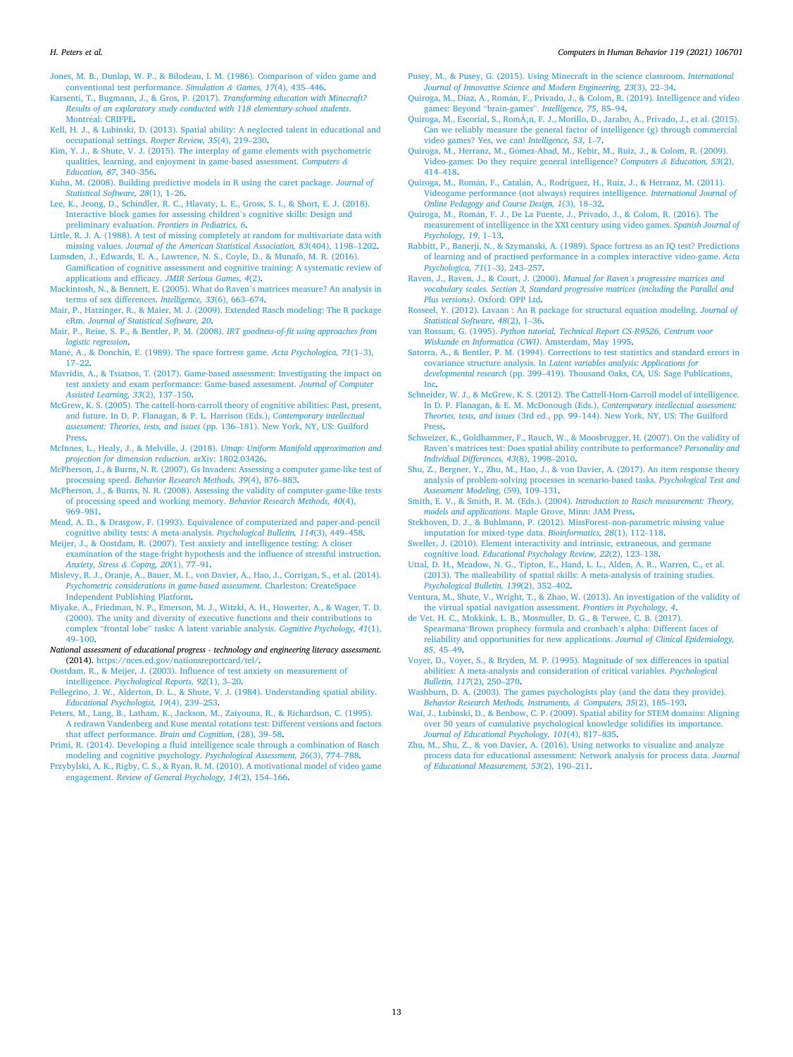Jones, M. B., Dunlap, W. P., & Bilodeau, I. M. (1986). Comparison of video game and conventional test performance. *Simulation & Games, 17*(4), 435–446.

Karsenti, T., Bugmann, J., & Gros, P. (2017). *Transforming education with Minecraft? Results of an exploratory study conducted with 118 elementary-school students*. Montréal: CRIFPE.

Kell, H. J., & Lubinski, D. (2013). Spatial ability: A neglected talent in educational and occupational settings. *Roeper Review, 35*(4), 219–230.

Kim, Y. J., & Shute, V. J. (2015). The interplay of game elements with psychometric qualities, learning, and enjoyment in game-based assessment. *Computers & Education, 87*, 340–356.

Kuhn, M. (2008). Building predictive models in R using the caret package. *Journal of Statistical Software, 28*(1), 1–26.

Lee, K., Jeong, D., Schindler, R. C., Hlavaty, L. E., Gross, S. I., & Short, E. J. (2018). Interactive block games for assessing children's cognitive skills: Design and preliminary evaluation. *Frontiers in Pediatrics, 6*.

Little, R. J. A. (1988). A test of missing completely at random for multivariate data with missing values. *Journal of the American Statistical Association, 83*(404), 1198–1202.

Lumsden, J., Edwards, E. A., Lawrence, N. S., Coyle, D., & Munafò, M. R. (2016). Gamification of cognitive assessment and cognitive training: A systematic review of applications and efficacy. *JMIR Serious Games, 4*(2).

Mackintosh, N., & Bennett, E. (2005). What do Raven's matrices measure? An analysis in terms of sex differences. *Intelligence, 33*(6), 663–674.

Mair, P., Hatzinger, R., & Maier, M. J. (2009). Extended Rasch modeling: The R package eRm. *Journal of Statistical Software, 20*.

Mair, P., Reise, S. P., & Bentler, P. M. (2008). *IRT goodness-of-fit using approaches from logistic regression*.

Mané, A., & Donchin, E. (1989). The space fortress game. *Acta Psychologica, 71*(1–3), 17–22.

Mavridis, A., & Tsiatsos, T. (2017). Game-based assessment: Investigating the impact on test anxiety and exam performance: Game-based assessment. *Journal of Computer Assisted Learning, 33*(2), 137–150.

McGrew, K. S. (2005). The cattell-horn-carroll theory of cognitive abilities: Past, present, and future. In D. P. Flanagan, & P. L. Harrison (Eds.), *Contemporary intellectual assessment: Theories, tests, and issues* (pp. 136–181). New York, NY, US: Guilford Press.

McInnes, L., Healy, J., & Melville, J. (2018). *Umap: Uniform Manifold approximation and projection for dimension reduction*. arXiv: 1802.03426.

McPherson, J., & Burns, N. R. (2007). Gs Invaders: Assessing a computer game-like test of processing speed. *Behavior Research Methods, 39*(4), 876–883.

McPherson, J., & Burns, N. R. (2008). Assessing the validity of computer-game-like tests of processing speed and working memory. *Behavior Research Methods, 40*(4), 969–981.

Mead, A. D., & Drasgow, F. (1993). Equivalence of computerized and paper-and-pencil cognitive ability tests: A meta-analysis. *Psychological Bulletin, 114*(3), 449–458.

Meijer, J., & Oostdam, R. (2007). Test anxiety and intelligence testing: A closer examination of the stage-fright hypothesis and the influence of stressful instruction. *Anxiety, Stress & Coping, 20*(1), 77–91.

Mislevy, R. J., Oranje, A., Bauer, M. I., von Davier, A., Hao, J., Corrigan, S., et al. (2014). *Psychometric considerations in game-based assessment*. Charleston: CreateSpace Independent Publishing Platform.

Miyake, A., Friedman, N. P., Emerson, M. J., Witzki, A. H., Howerter, A., & Wager, T. D. (2000). The unity and diversity of executive functions and their contributions to complex "frontal lobe" tasks: A latent variable analysis. *Cognitive Psychology, 41*(1), 49–100.

*National assessment of educational progress - technology and engineering literacy assessment*. (2014). https://nces.ed.gov/nationsreportcard/tel/.

Oostdam, R., & Meijer, J. (2003). Influence of test anxiety on measurement of intelligence. *Psychological Reports, 92*(1), 3–20.

Pellegrino, J. W., Alderton, D. L., & Shute, V. J. (1984). Understanding spatial ability. *Educational Psychologist, 19*(4), 239–253.

Peters, M., Lang, B., Latham, K., Jackson, M., Zaiyouna, R., & Richardson, C. (1995). A redrawn Vandenberg and Kuse mental rotations test: Different versions and factors that affect performance. *Brain and Cognition*, (28), 39–58.

Primi, R. (2014). Developing a fluid intelligence scale through a combination of Rasch modeling and cognitive psychology. *Psychological Assessment, 26*(3), 774–788.

Przybylski, A. K., Rigby, C. S., & Ryan, R. M. (2010). A motivational model of video game engagement. *Review of General Psychology, 14*(2), 154–166.

Pusey, M., & Pusey, G. (2015). Using Minecraft in the science classroom. *International Journal of Innovative Science and Modern Engineering, 23*(3), 22–34.

Quiroga, M., Diaz, A., Román, F., Privado, J., & Colom, R. (2019). Intelligence and video games: Beyond "brain-games". *Intelligence, 75*, 85–94.

Quiroga, M., Escorial, S., RomÃ¡n, F. J., Morillo, D., Jarabo, A., Privado, J., et al. (2015). Can we reliably measure the general factor of intelligence (g) through commercial video games? Yes, we can! *Intelligence, 53*, 1–7.

Quiroga, M., Herranz, M., Gómez-Abad, M., Kebir, M., Ruiz, J., & Colom, R. (2009). Video-games: Do they require general intelligence? *Computers & Education, 53*(2), 414–418.

Quiroga, M., Román, F., Catalán, A., Rodríguez, H., Ruiz, J., & Herranz, M. (2011). Videogame performance (not always) requires intelligence. *International Journal of Online Pedagogy and Course Design, 1*(3), 18–32.

Quiroga, M., Román, F. J., De La Fuente, J., Privado, J., & Colom, R. (2016). The measurement of intelligence in the XXI century using video games. *Spanish Journal of Psychology, 19*, 1–13.

Rabbitt, P., Banerji, N., & Szymanski, A. (1989). Space fortress as an IQ test? Predictions of learning and of practised performance in a complex interactive video-game. *Acta Psychologica, 71*(1–3), 243–257.

Raven, J., Raven, J., & Court, J. (2000). *Manual for Raven's progressive matrices and vocabulary scales. Section 3, Standard progressive matrices (including the Parallel and Plus versions)*. Oxford: OPP Ltd.

Rosseel, Y. (2012). Lavaan : An R package for structural equation modeling. *Journal of Statistical Software, 48*(2), 1–36.

van Rossum, G. (1995). *Python tutorial, Technical Report CS-R9526, Centrum voor Wiskunde en Informatica (CWI)*. Amsterdam, May 1995.

Satorra, A., & Bentler, P. M. (1994). Corrections to test statistics and standard errors in covariance structure analysis. In *Latent variables analysis: Applications for developmental research* (pp. 399–419). Thousand Oaks, CA, US: Sage Publications, Inc.

Schneider, W. J., & McGrew, K. S. (2012). The Cattell-Horn-Carroll model of intelligence. In D. P. Flanagan, & E. M. McDonough (Eds.), *Contemporary intellectual assessment: Theories, tests, and issues* (3rd ed., pp. 99–144). New York, NY, US: The Guilford Press.

Schweizer, K., Goldhammer, F., Rauch, W., & Moosbrugger, H. (2007). On the validity of Raven's matrices test: Does spatial ability contribute to performance? *Personality and Individual Differences, 43*(8), 1998–2010.

Shu, Z., Bergner, Y., Zhu, M., Hao, J., & von Davier, A. (2017). An item response theory analysis of problem-solving processes in scenario-based tasks. *Psychological Test and Assessment Modeling*, (59), 109–131.

Smith, E. V., & Smith, R. M. (Eds.). (2004). *Introduction to Rasch measurement: Theory, models and applications*. Maple Grove, Minn: JAM Press.

Stekhoven, D. J., & Buhlmann, P. (2012). MissForest–non-parametric missing value imputation for mixed-type data. *Bioinformatics, 28*(1), 112–118.

Sweller, J. (2010). Element interactivity and intrinsic, extraneous, and germane cognitive load. *Educational Psychology Review, 22*(2), 123–138.

Uttal, D. H., Meadow, N. G., Tipton, E., Hand, L. L., Alden, A. R., Warren, C., et al. (2013). The malleability of spatial skills: A meta-analysis of training studies. *Psychological Bulletin, 139*(2), 352–402.

Ventura, M., Shute, V., Wright, T., & Zhao, W. (2013). An investigation of the validity of the virtual spatial navigation assessment. *Frontiers in Psychology, 4*.

de Vet, H. C., Mokkink, L. B., Mosmuller, D. G., & Terwee, C. B. (2017). Spearmanâ"Brown prophecy formula and cronbach's alpha: Different faces of reliability and opportunities for new applications. *Journal of Clinical Epidemiology, 85*, 45–49.

Voyer, D., Voyer, S., & Bryden, M. P. (1995). Magnitude of sex differences in spatial abilities: A meta-analysis and consideration of critical variables. *Psychological Bulletin, 117*(2), 250–270.

Washburn, D. A. (2003). The games psychologists play (and the data they provide). *Behavior Research Methods, Instruments, & Computers, 35*(2), 185–193.

Wai, J., Lubinski, D., & Benbow, C. P. (2009). Spatial ability for STEM domains: Aligning over 50 years of cumulative psychological knowledge solidifies its importance. *Journal of Educational Psychology, 101*(4), 817–835.

Zhu, M., Shu, Z., & von Davier, A. (2016). Using networks to visualize and analyze process data for educational assessment: Network analysis for process data. *Journal of Educational Measurement, 53*(2), 190–211.